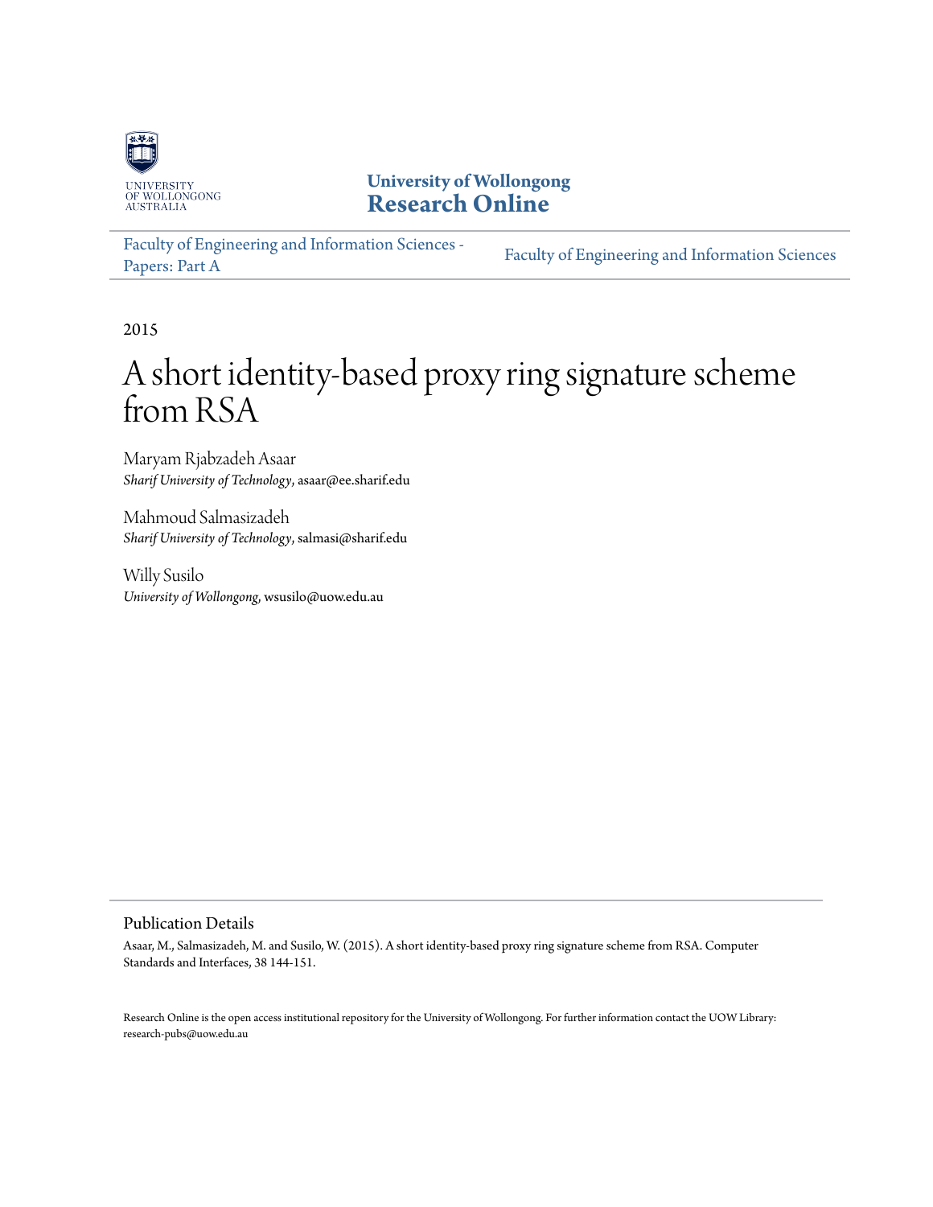UNIVERSITY OF WOLLONGONG AUSTRALIA

**University of Wollongong**
**Research Online**

Faculty of Engineering and Information Sciences - Papers: Part A | Faculty of Engineering and Information Sciences

2015

# A short identity-based proxy ring signature scheme from RSA

Maryam Rjabzadeh Asaar
*Sharif University of Technology*, asaar@ee.sharif.edu

Mahmoud Salmasizadeh
*Sharif University of Technology*, salmasi@sharif.edu

Willy Susilo
*University of Wollongong*, wsusilo@uow.edu.au

## Publication Details

Asaar, M., Salmasizadeh, M. and Susilo, W. (2015). A short identity-based proxy ring signature scheme from RSA. Computer Standards and Interfaces, 38 144-151.

Research Online is the open access institutional repository for the University of Wollongong. For further information contact the UOW Library: research-pubs@uow.edu.au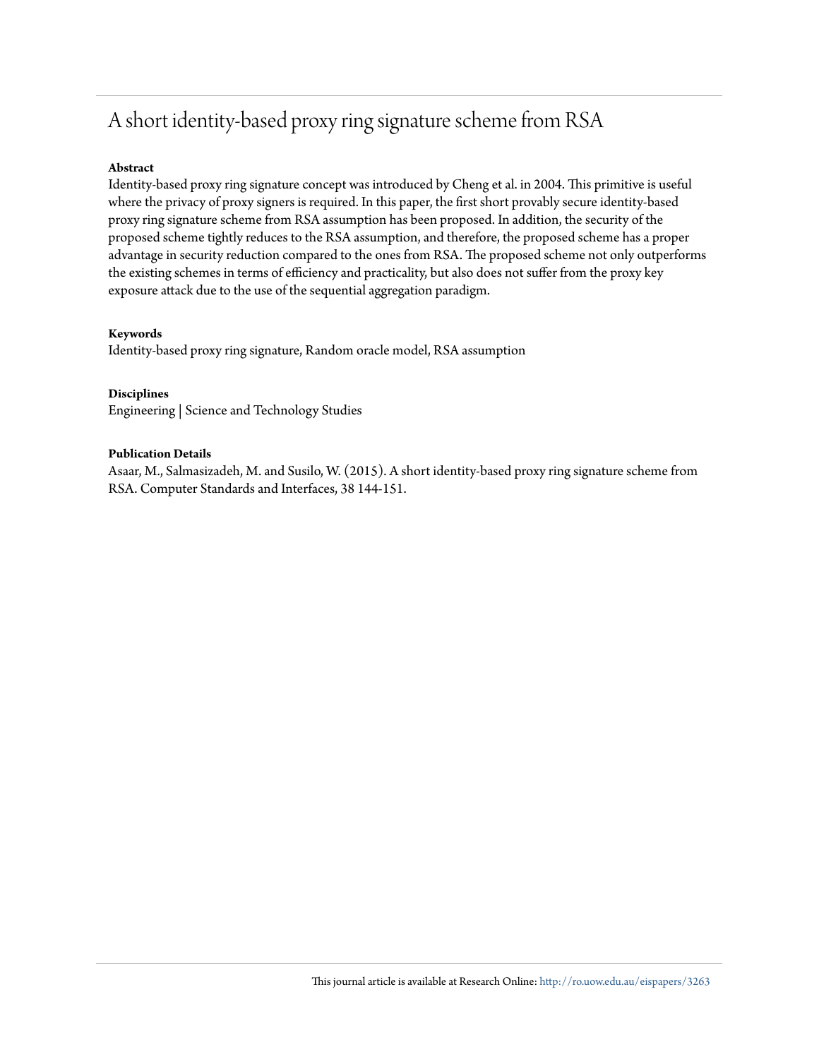# A short identity-based proxy ring signature scheme from RSA

**Abstract**

Identity-based proxy ring signature concept was introduced by Cheng et al. in 2004. This primitive is useful where the privacy of proxy signers is required. In this paper, the first short provably secure identity-based proxy ring signature scheme from RSA assumption has been proposed. In addition, the security of the proposed scheme tightly reduces to the RSA assumption, and therefore, the proposed scheme has a proper advantage in security reduction compared to the ones from RSA. The proposed scheme not only outperforms the existing schemes in terms of efficiency and practicality, but also does not suffer from the proxy key exposure attack due to the use of the sequential aggregation paradigm.

**Keywords**

Identity-based proxy ring signature, Random oracle model, RSA assumption

**Disciplines**

Engineering | Science and Technology Studies

**Publication Details**

Asaar, M., Salmasizadeh, M. and Susilo, W. (2015). A short identity-based proxy ring signature scheme from RSA. Computer Standards and Interfaces, 38 144-151.

This journal article is available at Research Online: http://ro.uow.edu.au/eispapers/3263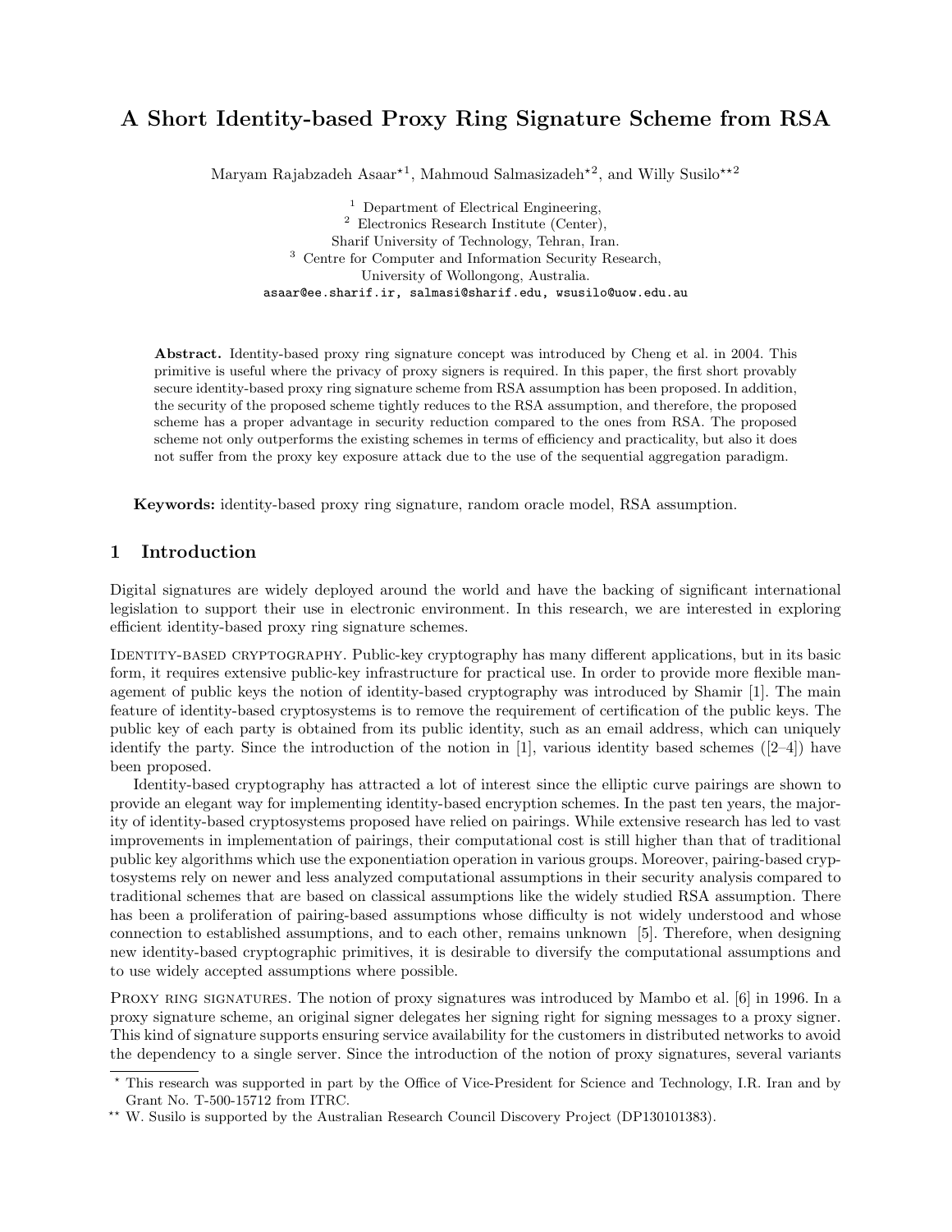# A Short Identity-based Proxy Ring Signature Scheme from RSA

Maryam Rajabzadeh Asaar⋆[1], Mahmoud Salmasizadeh⋆[2], and Willy Susilo⋆⋆[2]

[1] Department of Electrical Engineering,
[2] Electronics Research Institute (Center),
Sharif University of Technology, Tehran, Iran.
[3] Centre for Computer and Information Security Research,
University of Wollongong, Australia.
asaar@ee.sharif.ir, salmasi@sharif.edu, wsusilo@uow.edu.au

**Abstract.** Identity-based proxy ring signature concept was introduced by Cheng et al. in 2004. This primitive is useful where the privacy of proxy signers is required. In this paper, the first short provably secure identity-based proxy ring signature scheme from RSA assumption has been proposed. In addition, the security of the proposed scheme tightly reduces to the RSA assumption, and therefore, the proposed scheme has a proper advantage in security reduction compared to the ones from RSA. The proposed scheme not only outperforms the existing schemes in terms of efficiency and practicality, but also it does not suffer from the proxy key exposure attack due to the use of the sequential aggregation paradigm.

**Keywords:** identity-based proxy ring signature, random oracle model, RSA assumption.

## 1 Introduction

Digital signatures are widely deployed around the world and have the backing of significant international legislation to support their use in electronic environment. In this research, we are interested in exploring efficient identity-based proxy ring signature schemes.

Identity-based cryptography. Public-key cryptography has many different applications, but in its basic form, it requires extensive public-key infrastructure for practical use. In order to provide more flexible management of public keys the notion of identity-based cryptography was introduced by Shamir [1]. The main feature of identity-based cryptosystems is to remove the requirement of certification of the public keys. The public key of each party is obtained from its public identity, such as an email address, which can uniquely identify the party. Since the introduction of the notion in [1], various identity based schemes ([2–4]) have been proposed.

Identity-based cryptography has attracted a lot of interest since the elliptic curve pairings are shown to provide an elegant way for implementing identity-based encryption schemes. In the past ten years, the majority of identity-based cryptosystems proposed have relied on pairings. While extensive research has led to vast improvements in implementation of pairings, their computational cost is still higher than that of traditional public key algorithms which use the exponentiation operation in various groups. Moreover, pairing-based cryptosystems rely on newer and less analyzed computational assumptions in their security analysis compared to traditional schemes that are based on classical assumptions like the widely studied RSA assumption. There has been a proliferation of pairing-based assumptions whose difficulty is not widely understood and whose connection to established assumptions, and to each other, remains unknown [5]. Therefore, when designing new identity-based cryptographic primitives, it is desirable to diversify the computational assumptions and to use widely accepted assumptions where possible.

Proxy ring signatures. The notion of proxy signatures was introduced by Mambo et al. [6] in 1996. In a proxy signature scheme, an original signer delegates her signing right for signing messages to a proxy signer. This kind of signature supports ensuring service availability for the customers in distributed networks to avoid the dependency to a single server. Since the introduction of the notion of proxy signatures, several variants

⋆ This research was supported in part by the Office of Vice-President for Science and Technology, I.R. Iran and by Grant No. T-500-15712 from ITRC.

⋆⋆ W. Susilo is supported by the Australian Research Council Discovery Project (DP130101383).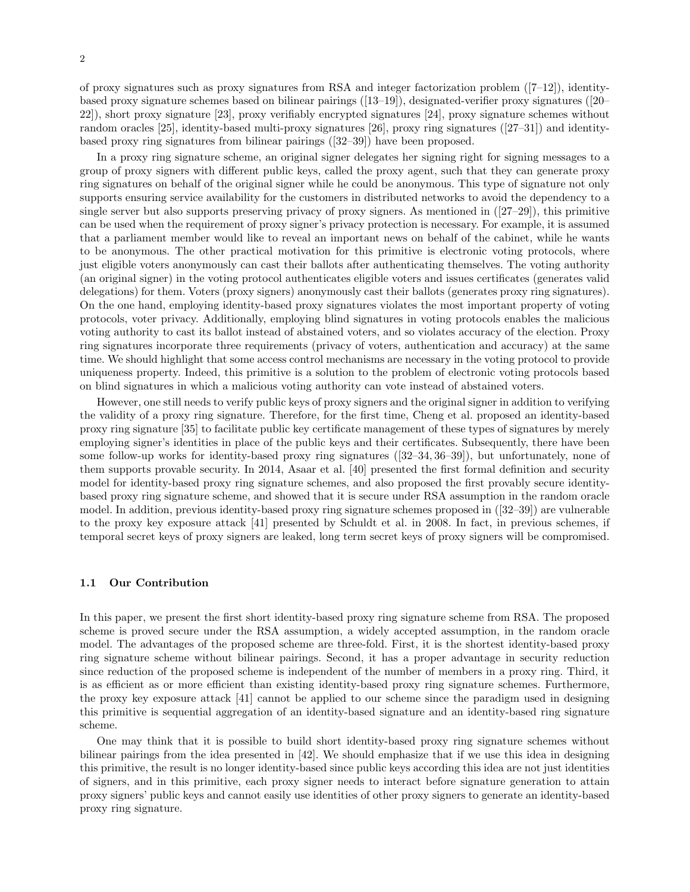of proxy signatures such as proxy signatures from RSA and integer factorization problem ([7–12]), identity-based proxy signature schemes based on bilinear pairings ([13–19]), designated-verifier proxy signatures ([20–22]), short proxy signature [23], proxy verifiably encrypted signatures [24], proxy signature schemes without random oracles [25], identity-based multi-proxy signatures [26], proxy ring signatures ([27–31]) and identity-based proxy ring signatures from bilinear pairings ([32–39]) have been proposed.

In a proxy ring signature scheme, an original signer delegates her signing right for signing messages to a group of proxy signers with different public keys, called the proxy agent, such that they can generate proxy ring signatures on behalf of the original signer while he could be anonymous. This type of signature not only supports ensuring service availability for the customers in distributed networks to avoid the dependency to a single server but also supports preserving privacy of proxy signers. As mentioned in ([27–29]), this primitive can be used when the requirement of proxy signer's privacy protection is necessary. For example, it is assumed that a parliament member would like to reveal an important news on behalf of the cabinet, while he wants to be anonymous. The other practical motivation for this primitive is electronic voting protocols, where just eligible voters anonymously can cast their ballots after authenticating themselves. The voting authority (an original signer) in the voting protocol authenticates eligible voters and issues certificates (generates valid delegations) for them. Voters (proxy signers) anonymously cast their ballots (generates proxy ring signatures). On the one hand, employing identity-based proxy signatures violates the most important property of voting protocols, voter privacy. Additionally, employing blind signatures in voting protocols enables the malicious voting authority to cast its ballot instead of abstained voters, and so violates accuracy of the election. Proxy ring signatures incorporate three requirements (privacy of voters, authentication and accuracy) at the same time. We should highlight that some access control mechanisms are necessary in the voting protocol to provide uniqueness property. Indeed, this primitive is a solution to the problem of electronic voting protocols based on blind signatures in which a malicious voting authority can vote instead of abstained voters.

However, one still needs to verify public keys of proxy signers and the original signer in addition to verifying the validity of a proxy ring signature. Therefore, for the first time, Cheng et al. proposed an identity-based proxy ring signature [35] to facilitate public key certificate management of these types of signatures by merely employing signer's identities in place of the public keys and their certificates. Subsequently, there have been some follow-up works for identity-based proxy ring signatures ([32–34, 36–39]), but unfortunately, none of them supports provable security. In 2014, Asaar et al. [40] presented the first formal definition and security model for identity-based proxy ring signature schemes, and also proposed the first provably secure identity-based proxy ring signature scheme, and showed that it is secure under RSA assumption in the random oracle model. In addition, previous identity-based proxy ring signature schemes proposed in ([32–39]) are vulnerable to the proxy key exposure attack [41] presented by Schuldt et al. in 2008. In fact, in previous schemes, if temporal secret keys of proxy signers are leaked, long term secret keys of proxy signers will be compromised.

### 1.1 Our Contribution

In this paper, we present the first short identity-based proxy ring signature scheme from RSA. The proposed scheme is proved secure under the RSA assumption, a widely accepted assumption, in the random oracle model. The advantages of the proposed scheme are three-fold. First, it is the shortest identity-based proxy ring signature scheme without bilinear pairings. Second, it has a proper advantage in security reduction since reduction of the proposed scheme is independent of the number of members in a proxy ring. Third, it is as efficient as or more efficient than existing identity-based proxy ring signature schemes. Furthermore, the proxy key exposure attack [41] cannot be applied to our scheme since the paradigm used in designing this primitive is sequential aggregation of an identity-based signature and an identity-based ring signature scheme.

One may think that it is possible to build short identity-based proxy ring signature schemes without bilinear pairings from the idea presented in [42]. We should emphasize that if we use this idea in designing this primitive, the result is no longer identity-based since public keys according this idea are not just identities of signers, and in this primitive, each proxy signer needs to interact before signature generation to attain proxy signers' public keys and cannot easily use identities of other proxy signers to generate an identity-based proxy ring signature.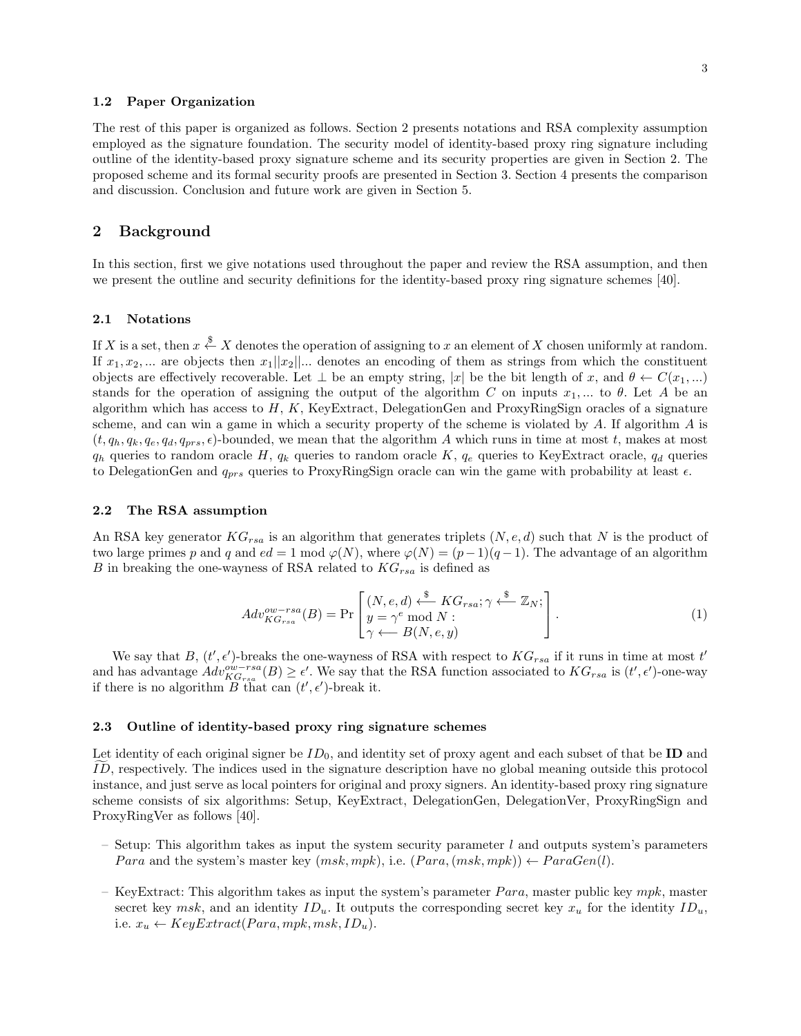### 1.2 Paper Organization

The rest of this paper is organized as follows. Section 2 presents notations and RSA complexity assumption employed as the signature foundation. The security model of identity-based proxy ring signature including outline of the identity-based proxy signature scheme and its security properties are given in Section 2. The proposed scheme and its formal security proofs are presented in Section 3. Section 4 presents the comparison and discussion. Conclusion and future work are given in Section 5.

## 2 Background

In this section, first we give notations used throughout the paper and review the RSA assumption, and then we present the outline and security definitions for the identity-based proxy ring signature schemes [40].

### 2.1 Notations

If $X$ is a set, then $x \stackrel{\$}{\leftarrow} X$ denotes the operation of assigning to $x$ an element of $X$ chosen uniformly at random. If $x_1, x_2, ...$ are objects then $x_1||x_2||...$ denotes an encoding of them as strings from which the constituent objects are effectively recoverable. Let $\perp$ be an empty string, $|x|$ be the bit length of $x$, and $\theta \leftarrow C(x_1, ...)$ stands for the operation of assigning the output of the algorithm $C$ on inputs $x_1, ...$ to $\theta$. Let $A$ be an algorithm which has access to $H$, $K$, KeyExtract, DelegationGen and ProxyRingSign oracles of a signature scheme, and can win a game in which a security property of the scheme is violated by $A$. If algorithm $A$ is $(t, q_h, q_k, q_e, q_d, q_{prs}, \epsilon)$-bounded, we mean that the algorithm $A$ which runs in time at most $t$, makes at most $q_h$ queries to random oracle $H$, $q_k$ queries to random oracle $K$, $q_e$ queries to KeyExtract oracle, $q_d$ queries to DelegationGen and $q_{prs}$ queries to ProxyRingSign oracle can win the game with probability at least $\epsilon$.

### 2.2 The RSA assumption

An RSA key generator $KG_{rsa}$ is an algorithm that generates triplets $(N, e, d)$ such that $N$ is the product of two large primes $p$ and $q$ and $ed = 1 \bmod \varphi(N)$, where $\varphi(N) = (p-1)(q-1)$. The advantage of an algorithm $B$ in breaking the one-wayness of RSA related to $KG_{rsa}$ is defined as

$$Adv^{ow-rsa}_{KG_{rsa}}(B) = \Pr\left[\begin{array}{l}(N, e, d) \stackrel{\$}{\longleftarrow} KG_{rsa}; \gamma \stackrel{\$}{\longleftarrow} \mathbb{Z}_N; \\ y = \gamma^e \bmod N: \\ \gamma \longleftarrow B(N, e, y)\end{array}\right]. \qquad (1)$$

We say that $B$, $(t', \epsilon')$-breaks the one-wayness of RSA with respect to $KG_{rsa}$ if it runs in time at most $t'$ and has advantage $Adv^{ow-rsa}_{KG_{rsa}}(B) \geq \epsilon'$. We say that the RSA function associated to $KG_{rsa}$ is $(t', \epsilon')$-one-way if there is no algorithm $B$ that can $(t', \epsilon')$-break it.

### 2.3 Outline of identity-based proxy ring signature schemes

Let identity of each original signer be $ID_0$, and identity set of proxy agent and each subset of that be $\mathbf{ID}$ and $\widetilde{ID}$, respectively. The indices used in the signature description have no global meaning outside this protocol instance, and just serve as local pointers for original and proxy signers. An identity-based proxy ring signature scheme consists of six algorithms: Setup, KeyExtract, DelegationGen, DelegationVer, ProxyRingSign and ProxyRingVer as follows [40].

- Setup: This algorithm takes as input the system security parameter $l$ and outputs system's parameters $Para$ and the system's master key $(msk, mpk)$, i.e. $(Para, (msk, mpk)) \leftarrow ParaGen(l)$.
- KeyExtract: This algorithm takes as input the system's parameter $Para$, master public key $mpk$, master secret key $msk$, and an identity $ID_u$. It outputs the corresponding secret key $x_u$ for the identity $ID_u$, i.e. $x_u \leftarrow KeyExtract(Para, mpk, msk, ID_u)$.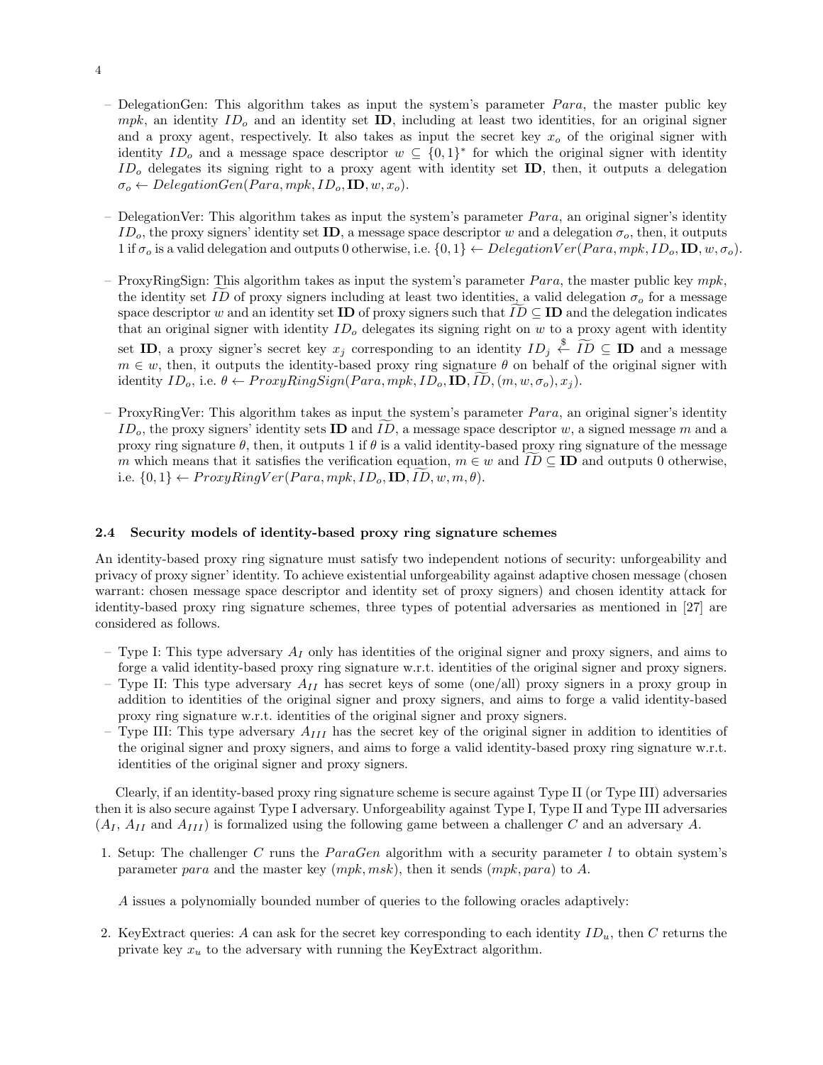– DelegationGen: This algorithm takes as input the system's parameter $Para$, the master public key $mpk$, an identity $ID_o$ and an identity set $\mathbf{ID}$, including at least two identities, for an original signer and a proxy agent, respectively. It also takes as input the secret key $x_o$ of the original signer with identity $ID_o$ and a message space descriptor $w \subseteq \{0,1\}^*$ for which the original signer with identity $ID_o$ delegates its signing right to a proxy agent with identity set $\mathbf{ID}$, then, it outputs a delegation $\sigma_o \leftarrow DelegationGen(Para, mpk, ID_o, \mathbf{ID}, w, x_o)$.

– DelegationVer: This algorithm takes as input the system's parameter $Para$, an original signer's identity $ID_o$, the proxy signers' identity set $\mathbf{ID}$, a message space descriptor $w$ and a delegation $\sigma_o$, then, it outputs 1 if $\sigma_o$ is a valid delegation and outputs 0 otherwise, i.e. $\{0,1\} \leftarrow DelegationVer(Para, mpk, ID_o, \mathbf{ID}, w, \sigma_o)$.

– ProxyRingSign: This algorithm takes as input the system's parameter $Para$, the master public key $mpk$, the identity set $\widetilde{ID}$ of proxy signers including at least two identities, a valid delegation $\sigma_o$ for a message space descriptor $w$ and an identity set $\mathbf{ID}$ of proxy signers such that $\widetilde{ID} \subseteq \mathbf{ID}$ and the delegation indicates that an original signer with identity $ID_o$ delegates its signing right on $w$ to a proxy agent with identity set $\mathbf{ID}$, a proxy signer's secret key $x_j$ corresponding to an identity $ID_j \xleftarrow{\$} \widetilde{ID} \subseteq \mathbf{ID}$ and a message $m \in w$, then, it outputs the identity-based proxy ring signature $\theta$ on behalf of the original signer with identity $ID_o$, i.e. $\theta \leftarrow ProxyRingSign(Para, mpk, ID_o, \mathbf{ID}, \widetilde{ID}, (m, w, \sigma_o), x_j)$.

– ProxyRingVer: This algorithm takes as input the system's parameter $Para$, an original signer's identity $ID_o$, the proxy signers' identity sets $\mathbf{ID}$ and $\widetilde{ID}$, a message space descriptor $w$, a signed message $m$ and a proxy ring signature $\theta$, then, it outputs 1 if $\theta$ is a valid identity-based proxy ring signature of the message $m$ which means that it satisfies the verification equation, $m \in w$ and $\widetilde{ID} \subseteq \mathbf{ID}$ and outputs 0 otherwise, i.e. $\{0,1\} \leftarrow ProxyRingVer(Para, mpk, ID_o, \mathbf{ID}, \widetilde{ID}, w, m, \theta)$.

### 2.4 Security models of identity-based proxy ring signature schemes

An identity-based proxy ring signature must satisfy two independent notions of security: unforgeability and privacy of proxy signer' identity. To achieve existential unforgeability against adaptive chosen message (chosen warrant: chosen message space descriptor and identity set of proxy signers) and chosen identity attack for identity-based proxy ring signature schemes, three types of potential adversaries as mentioned in [27] are considered as follows.

– Type I: This type adversary $A_I$ only has identities of the original signer and proxy signers, and aims to forge a valid identity-based proxy ring signature w.r.t. identities of the original signer and proxy signers.
– Type II: This type adversary $A_{II}$ has secret keys of some (one/all) proxy signers in a proxy group in addition to identities of the original signer and proxy signers, and aims to forge a valid identity-based proxy ring signature w.r.t. identities of the original signer and proxy signers.
– Type III: This type adversary $A_{III}$ has the secret key of the original signer in addition to identities of the original signer and proxy signers, and aims to forge a valid identity-based proxy ring signature w.r.t. identities of the original signer and proxy signers.

Clearly, if an identity-based proxy ring signature scheme is secure against Type II (or Type III) adversaries then it is also secure against Type I adversary. Unforgeability against Type I, Type II and Type III adversaries ($A_I$, $A_{II}$ and $A_{III}$) is formalized using the following game between a challenger $C$ and an adversary $A$.

1. Setup: The challenger $C$ runs the $ParaGen$ algorithm with a security parameter $l$ to obtain system's parameter $para$ and the master key $(mpk, msk)$, then it sends $(mpk, para)$ to $A$.

   $A$ issues a polynomially bounded number of queries to the following oracles adaptively:

2. KeyExtract queries: $A$ can ask for the secret key corresponding to each identity $ID_u$, then $C$ returns the private key $x_u$ to the adversary with running the KeyExtract algorithm.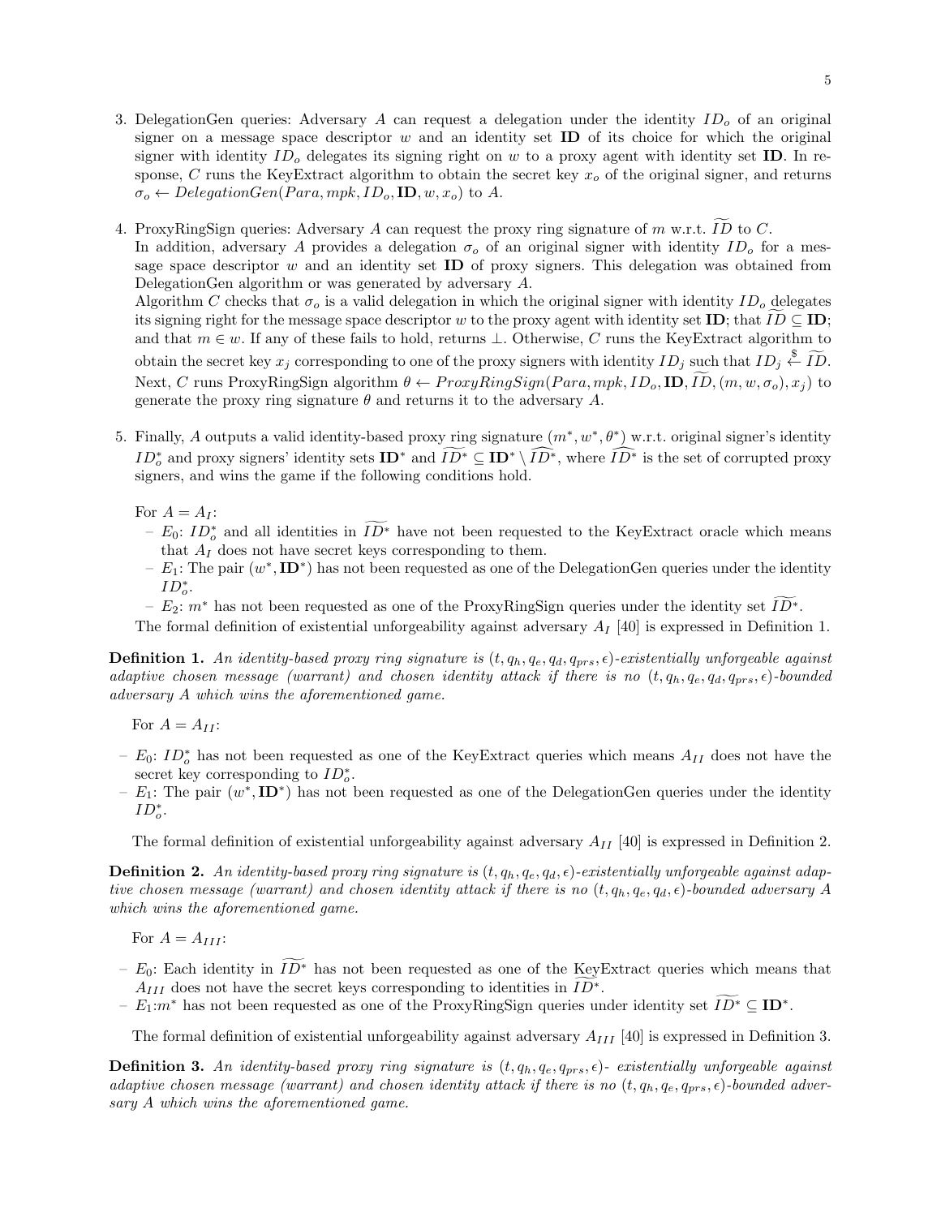3. DelegationGen queries: Adversary $A$ can request a delegation under the identity $ID_o$ of an original signer on a message space descriptor $w$ and an identity set $\mathbf{ID}$ of its choice for which the original signer with identity $ID_o$ delegates its signing right on $w$ to a proxy agent with identity set $\mathbf{ID}$. In response, $C$ runs the KeyExtract algorithm to obtain the secret key $x_o$ of the original signer, and returns $\sigma_o \leftarrow DelegationGen(Para, mpk, ID_o, \mathbf{ID}, w, x_o)$ to $A$.

4. ProxyRingSign queries: Adversary $A$ can request the proxy ring signature of $m$ w.r.t. $\widetilde{ID}$ to $C$.
   In addition, adversary $A$ provides a delegation $\sigma_o$ of an original signer with identity $ID_o$ for a message space descriptor $w$ and an identity set $\mathbf{ID}$ of proxy signers. This delegation was obtained from DelegationGen algorithm or was generated by adversary $A$.
   Algorithm $C$ checks that $\sigma_o$ is a valid delegation in which the original signer with identity $ID_o$ delegates its signing right for the message space descriptor $w$ to the proxy agent with identity set $\mathbf{ID}$; that $\widetilde{ID} \subseteq \mathbf{ID}$; and that $m \in w$. If any of these fails to hold, returns $\perp$. Otherwise, $C$ runs the KeyExtract algorithm to obtain the secret key $x_j$ corresponding to one of the proxy signers with identity $ID_j$ such that $ID_j \xleftarrow{\$} \widetilde{ID}$. Next, $C$ runs ProxyRingSign algorithm $\theta \leftarrow ProxyRingSign(Para, mpk, ID_o, \mathbf{ID}, \widetilde{ID}, (m, w, \sigma_o), x_j)$ to generate the proxy ring signature $\theta$ and returns it to the adversary $A$.

5. Finally, $A$ outputs a valid identity-based proxy ring signature $(m^*, w^*, \theta^*)$ w.r.t. original signer's identity $ID_o^*$ and proxy signers' identity sets $\mathbf{ID}^*$ and $\widetilde{ID^*} \subseteq \mathbf{ID}^* \setminus \widehat{ID^*}$, where $\widehat{ID^*}$ is the set of corrupted proxy signers, and wins the game if the following conditions hold.

   For $A = A_I$:
   - $E_0$: $ID_o^*$ and all identities in $\widetilde{ID^*}$ have not been requested to the KeyExtract oracle which means that $A_I$ does not have secret keys corresponding to them.
   - $E_1$: The pair $(w^*, \mathbf{ID}^*)$ has not been requested as one of the DelegationGen queries under the identity $ID_o^*$.
   - $E_2$: $m^*$ has not been requested as one of the ProxyRingSign queries under the identity set $\widetilde{ID^*}$.

   The formal definition of existential unforgeability against adversary $A_I$ [40] is expressed in Definition 1.

**Definition 1.** *An identity-based proxy ring signature is $(t, q_h, q_e, q_d, q_{prs}, \epsilon)$-existentially unforgeable against adaptive chosen message (warrant) and chosen identity attack if there is no $(t, q_h, q_e, q_d, q_{prs}, \epsilon)$-bounded adversary A which wins the aforementioned game.*

For $A = A_{II}$:

- $E_0$: $ID_o^*$ has not been requested as one of the KeyExtract queries which means $A_{II}$ does not have the secret key corresponding to $ID_o^*$.
- $E_1$: The pair $(w^*, \mathbf{ID}^*)$ has not been requested as one of the DelegationGen queries under the identity $ID_o^*$.

The formal definition of existential unforgeability against adversary $A_{II}$ [40] is expressed in Definition 2.

**Definition 2.** *An identity-based proxy ring signature is $(t, q_h, q_e, q_d, \epsilon)$-existentially unforgeable against adaptive chosen message (warrant) and chosen identity attack if there is no $(t, q_h, q_e, q_d, \epsilon)$-bounded adversary A which wins the aforementioned game.*

For $A = A_{III}$:

- $E_0$: Each identity in $\widetilde{ID^*}$ has not been requested as one of the KeyExtract queries which means that $A_{III}$ does not have the secret keys corresponding to identities in $\widetilde{ID}^*$.
- $E_1$:$m^*$ has not been requested as one of the ProxyRingSign queries under identity set $\widetilde{ID^*} \subseteq \mathbf{ID}^*$.

The formal definition of existential unforgeability against adversary $A_{III}$ [40] is expressed in Definition 3.

**Definition 3.** *An identity-based proxy ring signature is $(t, q_h, q_e, q_{prs}, \epsilon)$- existentially unforgeable against adaptive chosen message (warrant) and chosen identity attack if there is no $(t, q_h, q_e, q_{prs}, \epsilon)$-bounded adversary A which wins the aforementioned game.*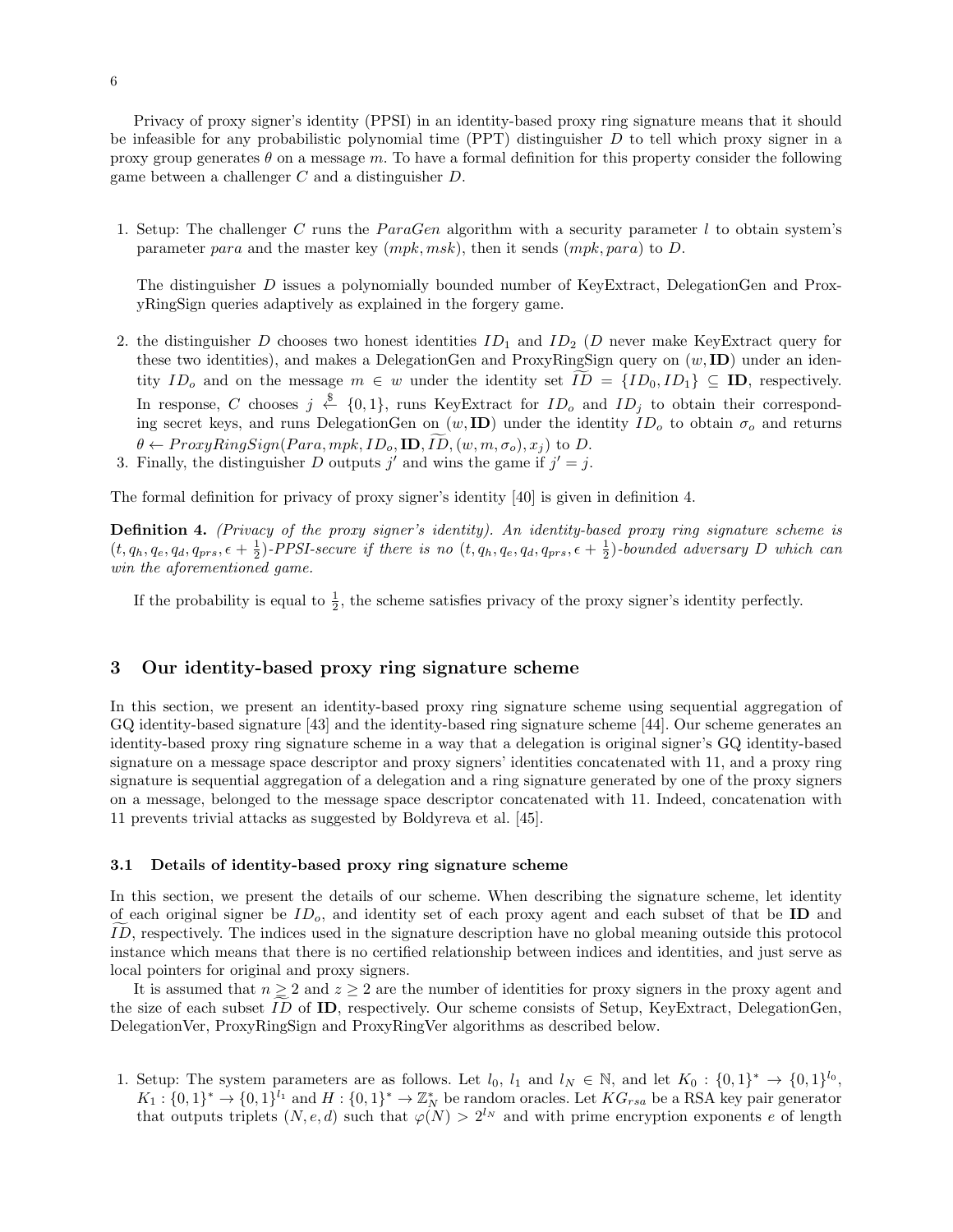Privacy of proxy signer's identity (PPSI) in an identity-based proxy ring signature means that it should be infeasible for any probabilistic polynomial time (PPT) distinguisher $D$ to tell which proxy signer in a proxy group generates $\theta$ on a message $m$. To have a formal definition for this property consider the following game between a challenger $C$ and a distinguisher $D$.

1. Setup: The challenger $C$ runs the $ParaGen$ algorithm with a security parameter $l$ to obtain system's parameter $para$ and the master key $(mpk, msk)$, then it sends $(mpk, para)$ to $D$.

   The distinguisher $D$ issues a polynomially bounded number of KeyExtract, DelegationGen and ProxyRingSign queries adaptively as explained in the forgery game.

2. the distinguisher $D$ chooses two honest identities $ID_1$ and $ID_2$ ($D$ never make KeyExtract query for these two identities), and makes a DelegationGen and ProxyRingSign query on $(w, \mathbf{ID})$ under an identity $ID_o$ and on the message $m \in w$ under the identity set $\widetilde{ID} = \{ID_0, ID_1\} \subseteq \mathbf{ID}$, respectively. In response, $C$ chooses $j \overset{\$}{\leftarrow} \{0, 1\}$, runs KeyExtract for $ID_o$ and $ID_j$ to obtain their corresponding secret keys, and runs DelegationGen on $(w, \mathbf{ID})$ under the identity $ID_o$ to obtain $\sigma_o$ and returns $\theta \leftarrow ProxyRingSign(Para, mpk, ID_o, \mathbf{ID}, \widetilde{ID}, (w, m, \sigma_o), x_j)$ to $D$.
3. Finally, the distinguisher $D$ outputs $j'$ and wins the game if $j' = j$.

The formal definition for privacy of proxy signer's identity [40] is given in definition 4.

**Definition 4.** *(Privacy of the proxy signer's identity). An identity-based proxy ring signature scheme is $(t, q_h, q_e, q_d, q_{prs}, \epsilon + \frac{1}{2})$-PPSI-secure if there is no $(t, q_h, q_e, q_d, q_{prs}, \epsilon + \frac{1}{2})$-bounded adversary $D$ which can win the aforementioned game.*

If the probability is equal to $\frac{1}{2}$, the scheme satisfies privacy of the proxy signer's identity perfectly.

## 3 Our identity-based proxy ring signature scheme

In this section, we present an identity-based proxy ring signature scheme using sequential aggregation of GQ identity-based signature [43] and the identity-based ring signature scheme [44]. Our scheme generates an identity-based proxy ring signature scheme in a way that a delegation is original signer's GQ identity-based signature on a message space descriptor and proxy signers' identities concatenated with 11, and a proxy ring signature is sequential aggregation of a delegation and a ring signature generated by one of the proxy signers on a message, belonged to the message space descriptor concatenated with 11. Indeed, concatenation with 11 prevents trivial attacks as suggested by Boldyreva et al. [45].

### 3.1 Details of identity-based proxy ring signature scheme

In this section, we present the details of our scheme. When describing the signature scheme, let identity of each original signer be $ID_o$, and identity set of each proxy agent and each subset of that be $\mathbf{ID}$ and $\widetilde{ID}$, respectively. The indices used in the signature description have no global meaning outside this protocol instance which means that there is no certified relationship between indices and identities, and just serve as local pointers for original and proxy signers.

It is assumed that $n \geq 2$ and $z \geq 2$ are the number of identities for proxy signers in the proxy agent and the size of each subset $\widetilde{ID}$ of $\mathbf{ID}$, respectively. Our scheme consists of Setup, KeyExtract, DelegationGen, DelegationVer, ProxyRingSign and ProxyRingVer algorithms as described below.

1. Setup: The system parameters are as follows. Let $l_0$, $l_1$ and $l_N \in \mathbb{N}$, and let $K_0 : \{0,1\}^* \rightarrow \{0,1\}^{l_0}$, $K_1 : \{0,1\}^* \rightarrow \{0,1\}^{l_1}$ and $H : \{0,1\}^* \rightarrow \mathbb{Z}_N^*$ be random oracles. Let $KG_{rsa}$ be a RSA key pair generator that outputs triplets $(N, e, d)$ such that $\varphi(N) > 2^{l_N}$ and with prime encryption exponents $e$ of length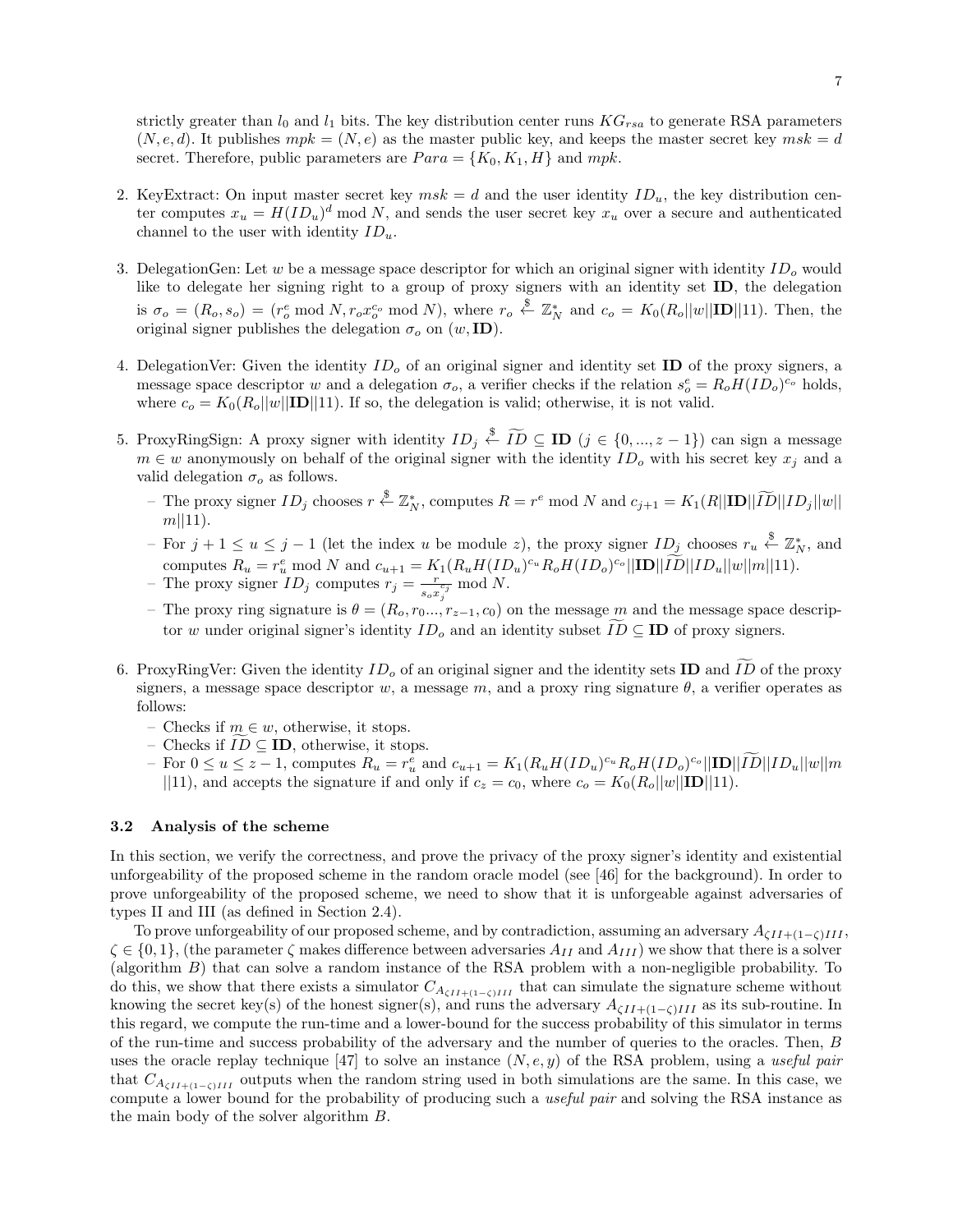strictly greater than $l_0$ and $l_1$ bits. The key distribution center runs $KG_{rsa}$ to generate RSA parameters $(N, e, d)$. It publishes $mpk = (N, e)$ as the master public key, and keeps the master secret key $msk = d$ secret. Therefore, public parameters are $Para = \{K_0, K_1, H\}$ and $mpk$.

2. KeyExtract: On input master secret key $msk = d$ and the user identity $ID_u$, the key distribution center computes $x_u = H(ID_u)^d \bmod N$, and sends the user secret key $x_u$ over a secure and authenticated channel to the user with identity $ID_u$.

3. DelegationGen: Let $w$ be a message space descriptor for which an original signer with identity $ID_o$ would like to delegate her signing right to a group of proxy signers with an identity set $\mathbf{ID}$, the delegation is $\sigma_o = (R_o, s_o) = (r_o^e \bmod N, r_o x_o^{c_o} \bmod N)$, where $r_o \xleftarrow{\$} \mathbb{Z}_N^*$ and $c_o = K_0(R_o||w||\mathbf{ID}||11)$. Then, the original signer publishes the delegation $\sigma_o$ on $(w, \mathbf{ID})$.

4. DelegationVer: Given the identity $ID_o$ of an original signer and identity set $\mathbf{ID}$ of the proxy signers, a message space descriptor $w$ and a delegation $\sigma_o$, a verifier checks if the relation $s_o^e = R_o H(ID_o)^{c_o}$ holds, where $c_o = K_0(R_o||w||\mathbf{ID}||11)$. If so, the delegation is valid; otherwise, it is not valid.

5. ProxyRingSign: A proxy signer with identity $ID_j \xleftarrow{\$} \widetilde{ID} \subseteq \mathbf{ID}$ $(j \in \{0, ..., z-1\})$ can sign a message $m \in w$ anonymously on behalf of the original signer with the identity $ID_o$ with his secret key $x_j$ and a valid delegation $\sigma_o$ as follows.
   - The proxy signer $ID_j$ chooses $r \xleftarrow{\$} \mathbb{Z}_N^*$, computes $R = r^e \bmod N$ and $c_{j+1} = K_1(R||\mathbf{ID}||\widetilde{ID}||ID_j||w||m||11)$.
   - For $j+1 \leq u \leq j-1$ (let the index $u$ be module $z$), the proxy signer $ID_j$ chooses $r_u \xleftarrow{\$} \mathbb{Z}_N^*$, and computes $R_u = r_u^e \bmod N$ and $c_{u+1} = K_1(R_u H(ID_u)^{c_u} R_o H(ID_o)^{c_o}||\mathbf{ID}||\widetilde{ID}||ID_u||w||m||11)$.
   - The proxy signer $ID_j$ computes $r_j = \frac{r}{s_o x_j^{c_j}} \bmod N$.
   - The proxy ring signature is $\theta = (R_o, r_0..., r_{z-1}, c_0)$ on the message $m$ and the message space descriptor $w$ under original signer's identity $ID_o$ and an identity subset $\widetilde{ID} \subseteq \mathbf{ID}$ of proxy signers.

6. ProxyRingVer: Given the identity $ID_o$ of an original signer and the identity sets $\mathbf{ID}$ and $\widetilde{ID}$ of the proxy signers, a message space descriptor $w$, a message $m$, and a proxy ring signature $\theta$, a verifier operates as follows:
   - Checks if $m \in w$, otherwise, it stops.
   - Checks if $\widetilde{ID} \subseteq \mathbf{ID}$, otherwise, it stops.
   - For $0 \leq u \leq z-1$, computes $R_u = r_u^e$ and $c_{u+1} = K_1(R_u H(ID_u)^{c_u} R_o H(ID_o)^{c_o}||\mathbf{ID}||\widetilde{ID}||ID_u||w||m||11)$, and accepts the signature if and only if $c_z = c_0$, where $c_o = K_0(R_o||w||\mathbf{ID}||11)$.

### 3.2 Analysis of the scheme

In this section, we verify the correctness, and prove the privacy of the proxy signer's identity and existential unforgeability of the proposed scheme in the random oracle model (see [46] for the background). In order to prove unforgeability of the proposed scheme, we need to show that it is unforgeable against adversaries of types II and III (as defined in Section 2.4).

To prove unforgeability of our proposed scheme, and by contradiction, assuming an adversary $A_{\zeta II+(1-\zeta)III}$, $\zeta \in \{0, 1\}$, (the parameter $\zeta$ makes difference between adversaries $A_{II}$ and $A_{III}$) we show that there is a solver (algorithm $B$) that can solve a random instance of the RSA problem with a non-negligible probability. To do this, we show that there exists a simulator $C_{A_{\zeta II+(1-\zeta)III}}$ that can simulate the signature scheme without knowing the secret key(s) of the honest signer(s), and runs the adversary $A_{\zeta II+(1-\zeta)III}$ as its sub-routine. In this regard, we compute the run-time and a lower-bound for the success probability of this simulator in terms of the run-time and success probability of the adversary and the number of queries to the oracles. Then, $B$ uses the oracle replay technique [47] to solve an instance $(N, e, y)$ of the RSA problem, using a *useful pair* that $C_{A_{\zeta II+(1-\zeta)III}}$ outputs when the random string used in both simulations are the same. In this case, we compute a lower bound for the probability of producing such a *useful pair* and solving the RSA instance as the main body of the solver algorithm $B$.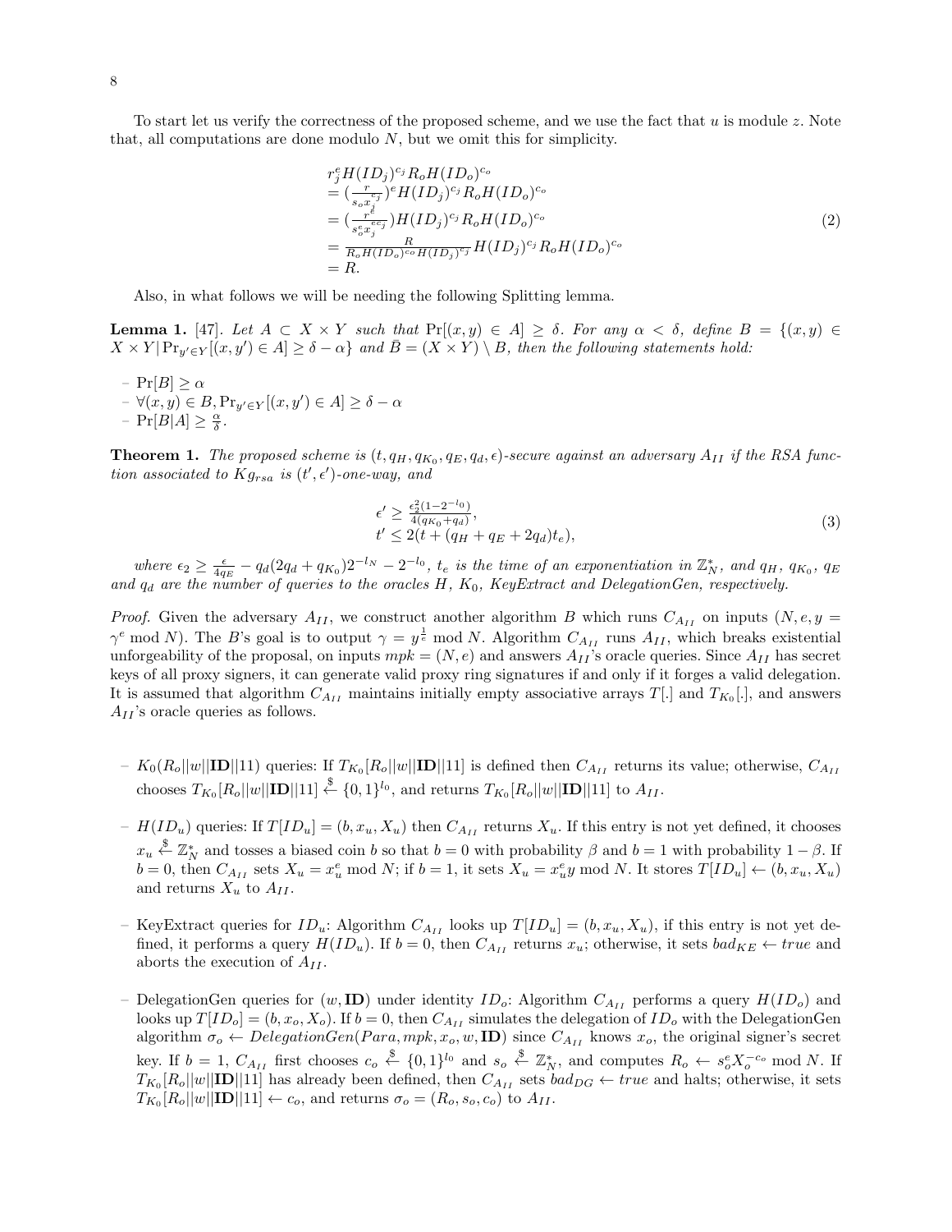To start let us verify the correctness of the proposed scheme, and we use the fact that $u$ is module $z$. Note that, all computations are done modulo $N$, but we omit this for simplicity.

$$
\begin{aligned}
& r_j^e H(ID_j)^{c_j} R_o H(ID_o)^{c_o} \\
& = (\frac{r}{s_o x_j^{c_j}})^e H(ID_j)^{c_j} R_o H(ID_o)^{c_o} \\
& = (\frac{r^{\frac{e}{e}}}{s_o^e x_j^{ec_j}}) H(ID_j)^{c_j} R_o H(ID_o)^{c_o} \\
& = \frac{R}{R_o H(ID_o)^{c_o} H(ID_j)^{c_j}} H(ID_j)^{c_j} R_o H(ID_o)^{c_o} \\
& = R.
\end{aligned} \tag{2}
$$

Also, in what follows we will be needing the following Splitting lemma.

**Lemma 1.** [47]. *Let $A \subset X \times Y$ such that $\Pr[(x,y) \in A] \geq \delta$. For any $\alpha < \delta$, define $B = \{(x,y) \in X \times Y | \Pr_{y' \in Y}[(x,y') \in A] \geq \delta - \alpha\}$ and $\bar{B} = (X \times Y) \setminus B$, then the following statements hold:*

- $\Pr[B] \geq \alpha$
- $\forall (x,y) \in B, \Pr_{y' \in Y}[(x,y') \in A] \geq \delta - \alpha$
- $\Pr[B|A] \geq \frac{\alpha}{\delta}$.

**Theorem 1.** *The proposed scheme is $(t, q_H, q_{K_0}, q_E, q_d, \epsilon)$-secure against an adversary $A_{II}$ if the RSA function associated to $Kg_{rsa}$ is $(t', \epsilon')$-one-way, and*

$$
\begin{aligned}
& \epsilon' \geq \frac{\epsilon_2^2(1-2^{-l_0})}{4(q_{K_0}+q_d)}, \\
& t' \leq 2(t + (q_H + q_E + 2q_d)t_e),
\end{aligned} \tag{3}
$$

*where $\epsilon_2 \geq \frac{\epsilon}{4q_E} - q_d(2q_d + q_{K_0})2^{-l_N} - 2^{-l_0}$, $t_e$ is the time of an exponentiation in $\mathbb{Z}_N^*$, and $q_H$, $q_{K_0}$, $q_E$ and $q_d$ are the number of queries to the oracles $H$, $K_0$, KeyExtract and DelegationGen, respectively.*

*Proof.* Given the adversary $A_{II}$, we construct another algorithm $B$ which runs $C_{A_{II}}$ on inputs $(N, e, y = \gamma^e \bmod N)$. The $B$'s goal is to output $\gamma = y^{\frac{1}{e}} \bmod N$. Algorithm $C_{A_{II}}$ runs $A_{II}$, which breaks existential unforgeability of the proposal, on inputs $mpk = (N, e)$ and answers $A_{II}$'s oracle queries. Since $A_{II}$ has secret keys of all proxy signers, it can generate valid proxy ring signatures if and only if it forges a valid delegation. It is assumed that algorithm $C_{A_{II}}$ maintains initially empty associative arrays $T[.]$ and $T_{K_0}[.]$, and answers $A_{II}$'s oracle queries as follows.

- $K_0(R_o||w||\mathbf{ID}||11)$ queries: If $T_{K_0}[R_o||w||\mathbf{ID}||11]$ is defined then $C_{A_{II}}$ returns its value; otherwise, $C_{A_{II}}$ chooses $T_{K_0}[R_o||w||\mathbf{ID}||11] \stackrel{\$}{\leftarrow} \{0,1\}^{l_0}$, and returns $T_{K_0}[R_o||w||\mathbf{ID}||11]$ to $A_{II}$.

- $H(ID_u)$ queries: If $T[ID_u] = (b, x_u, X_u)$ then $C_{A_{II}}$ returns $X_u$. If this entry is not yet defined, it chooses $x_u \stackrel{\$}{\leftarrow} \mathbb{Z}_N^*$ and tosses a biased coin $b$ so that $b = 0$ with probability $\beta$ and $b = 1$ with probability $1 - \beta$. If $b = 0$, then $C_{A_{II}}$ sets $X_u = x_u^e \bmod N$; if $b = 1$, it sets $X_u = x_u^e y \bmod N$. It stores $T[ID_u] \leftarrow (b, x_u, X_u)$ and returns $X_u$ to $A_{II}$.

- KeyExtract queries for $ID_u$: Algorithm $C_{A_{II}}$ looks up $T[ID_u] = (b, x_u, X_u)$, if this entry is not yet defined, it performs a query $H(ID_u)$. If $b = 0$, then $C_{A_{II}}$ returns $x_u$; otherwise, it sets $bad_{KE} \leftarrow true$ and aborts the execution of $A_{II}$.

- DelegationGen queries for $(w, \mathbf{ID})$ under identity $ID_o$: Algorithm $C_{A_{II}}$ performs a query $H(ID_o)$ and looks up $T[ID_o] = (b, x_o, X_o)$. If $b = 0$, then $C_{A_{II}}$ simulates the delegation of $ID_o$ with the DelegationGen algorithm $\sigma_o \leftarrow DelegationGen(Para, mpk, x_o, w, \mathbf{ID})$ since $C_{A_{II}}$ knows $x_o$, the original signer's secret key. If $b = 1$, $C_{A_{II}}$ first chooses $c_o \stackrel{\$}{\leftarrow} \{0,1\}^{l_0}$ and $s_o \stackrel{\$}{\leftarrow} \mathbb{Z}_N^*$, and computes $R_o \leftarrow s_o^e X_o^{-c_o} \bmod N$. If $T_{K_0}[R_o||w||\mathbf{ID}||11]$ has already been defined, then $C_{A_{II}}$ sets $bad_{DG} \leftarrow true$ and halts; otherwise, it sets $T_{K_0}[R_o||w||\mathbf{ID}||11] \leftarrow c_o$, and returns $\sigma_o = (R_o, s_o, c_o)$ to $A_{II}$.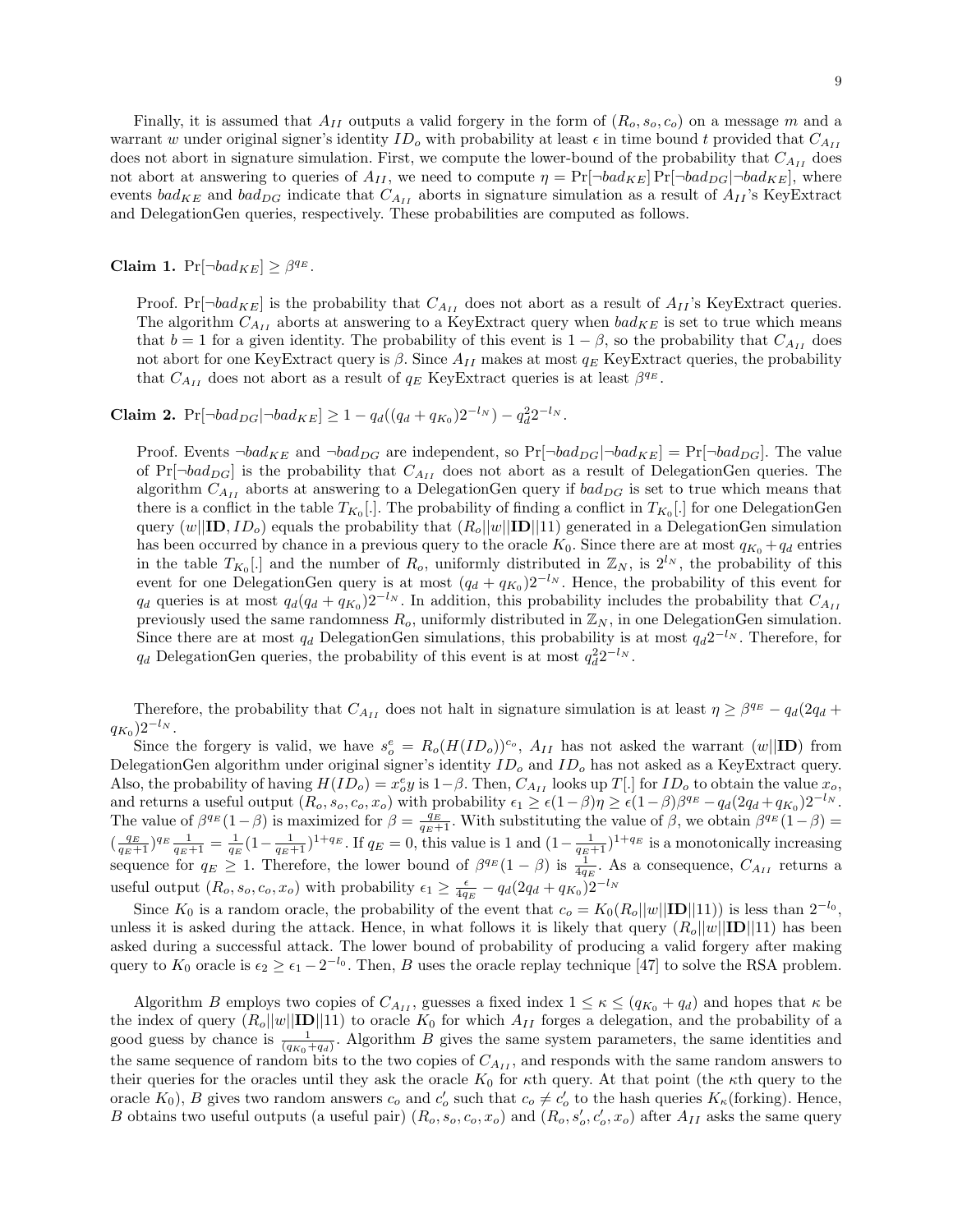Finally, it is assumed that $A_{II}$ outputs a valid forgery in the form of $(R_o, s_o, c_o)$ on a message $m$ and a warrant $w$ under original signer's identity $ID_o$ with probability at least $\epsilon$ in time bound $t$ provided that $C_{A_{II}}$ does not abort in signature simulation. First, we compute the lower-bound of the probability that $C_{A_{II}}$ does not abort at answering to queries of $A_{II}$, we need to compute $\eta = \Pr[\neg bad_{KE}] \Pr[\neg bad_{DG}|\neg bad_{KE}]$, where events $bad_{KE}$ and $bad_{DG}$ indicate that $C_{A_{II}}$ aborts in signature simulation as a result of $A_{II}$'s KeyExtract and DelegationGen queries, respectively. These probabilities are computed as follows.

**Claim 1.** $\Pr[\neg bad_{KE}] \geq \beta^{q_E}$.

Proof. $\Pr[\neg bad_{KE}]$ is the probability that $C_{A_{II}}$ does not abort as a result of $A_{II}$'s KeyExtract queries. The algorithm $C_{A_{II}}$ aborts at answering to a KeyExtract query when $bad_{KE}$ is set to true which means that $b = 1$ for a given identity. The probability of this event is $1 - \beta$, so the probability that $C_{A_{II}}$ does not abort for one KeyExtract query is $\beta$. Since $A_{II}$ makes at most $q_E$ KeyExtract queries, the probability that $C_{A_{II}}$ does not abort as a result of $q_E$ KeyExtract queries is at least $\beta^{q_E}$.

**Claim 2.** $\Pr[\neg bad_{DG}|\neg bad_{KE}] \geq 1 - q_d((q_d + q_{K_0})2^{-l_N}) - q_d^2 2^{-l_N}$.

Proof. Events $\neg bad_{KE}$ and $\neg bad_{DG}$ are independent, so $\Pr[\neg bad_{DG}|\neg bad_{KE}] = \Pr[\neg bad_{DG}]$. The value of $\Pr[\neg bad_{DG}]$ is the probability that $C_{A_{II}}$ does not abort as a result of DelegationGen queries. The algorithm $C_{A_{II}}$ aborts at answering to a DelegationGen query if $bad_{DG}$ is set to true which means that there is a conflict in the table $T_{K_0}[.]$. The probability of finding a conflict in $T_{K_0}[.]$ for one DelegationGen query $(w||\mathbf{ID}, ID_o)$ equals the probability that $(R_o||w||\mathbf{ID}||11)$ generated in a DelegationGen simulation has been occurred by chance in a previous query to the oracle $K_0$. Since there are at most $q_{K_0} + q_d$ entries in the table $T_{K_0}[.]$ and the number of $R_o$, uniformly distributed in $\mathbb{Z}_N$, is $2^{l_N}$, the probability of this event for one DelegationGen query is at most $(q_d + q_{K_0})2^{-l_N}$. Hence, the probability of this event for $q_d$ queries is at most $q_d(q_d + q_{K_0})2^{-l_N}$. In addition, this probability includes the probability that $C_{A_{II}}$ previously used the same randomness $R_o$, uniformly distributed in $\mathbb{Z}_N$, in one DelegationGen simulation. Since there are at most $q_d$ DelegationGen simulations, this probability is at most $q_d 2^{-l_N}$. Therefore, for $q_d$ DelegationGen queries, the probability of this event is at most $q_d^2 2^{-l_N}$.

Therefore, the probability that $C_{A_{II}}$ does not halt in signature simulation is at least $\eta \geq \beta^{q_E} - q_d(2q_d + q_{K_0})2^{-l_N}$.

Since the forgery is valid, we have $s_o^e = R_o(H(ID_o))^{c_o}$, $A_{II}$ has not asked the warrant $(w||\mathbf{ID})$ from DelegationGen algorithm under original signer's identity $ID_o$ and $ID_o$ has not asked as a KeyExtract query. Also, the probability of having $H(ID_o) = x_o^e y$ is $1-\beta$. Then, $C_{A_{II}}$ looks up $T[.]$ for $ID_o$ to obtain the value $x_o$, and returns a useful output $(R_o, s_o, c_o, x_o)$ with probability $\epsilon_1 \geq \epsilon(1-\beta)\eta \geq \epsilon(1-\beta)\beta^{q_E} - q_d(2q_d + q_{K_0})2^{-l_N}$. The value of $\beta^{q_E}(1-\beta)$ is maximized for $\beta = \frac{q_E}{q_E+1}$. With substituting the value of $\beta$, we obtain $\beta^{q_E}(1-\beta) = (\frac{q_E}{q_E+1})^{q_E}\frac{1}{q_E+1} = \frac{1}{q_E}(1 - \frac{1}{q_E+1})^{1+q_E}$. If $q_E = 0$, this value is 1 and $(1 - \frac{1}{q_E+1})^{1+q_E}$ is a monotonically increasing sequence for $q_E \geq 1$. Therefore, the lower bound of $\beta^{q_E}(1-\beta)$ is $\frac{1}{4q_E}$. As a consequence, $C_{A_{II}}$ returns a useful output $(R_o, s_o, c_o, x_o)$ with probability $\epsilon_1 \geq \frac{\epsilon}{4q_E} - q_d(2q_d + q_{K_0})2^{-l_N}$

Since $K_0$ is a random oracle, the probability of the event that $c_o = K_0(R_o||w||\mathbf{ID}||11))$ is less than $2^{-l_0}$, unless it is asked during the attack. Hence, in what follows it is likely that query $(R_o||w||\mathbf{ID}||11)$ has been asked during a successful attack. The lower bound of probability of producing a valid forgery after making query to $K_0$ oracle is $\epsilon_2 \geq \epsilon_1 - 2^{-l_0}$. Then, $B$ uses the oracle replay technique [47] to solve the RSA problem.

Algorithm $B$ employs two copies of $C_{A_{II}}$, guesses a fixed index $1 \leq \kappa \leq (q_{K_0} + q_d)$ and hopes that $\kappa$ be the index of query $(R_o||w||\mathbf{ID}||11)$ to oracle $K_0$ for which $A_{II}$ forges a delegation, and the probability of a good guess by chance is $\frac{1}{(q_{K_0}+q_d)}$. Algorithm $B$ gives the same system parameters, the same identities and the same sequence of random bits to the two copies of $C_{A_{II}}$, and responds with the same random answers to their queries for the oracles until they ask the oracle $K_0$ for $\kappa$th query. At that point (the $\kappa$th query to the oracle $K_0$), $B$ gives two random answers $c_o$ and $c'_o$ such that $c_o \neq c'_o$ to the hash queries $K_\kappa$(forking). Hence, $B$ obtains two useful outputs (a useful pair) $(R_o, s_o, c_o, x_o)$ and $(R_o, s'_o, c'_o, x_o)$ after $A_{II}$ asks the same query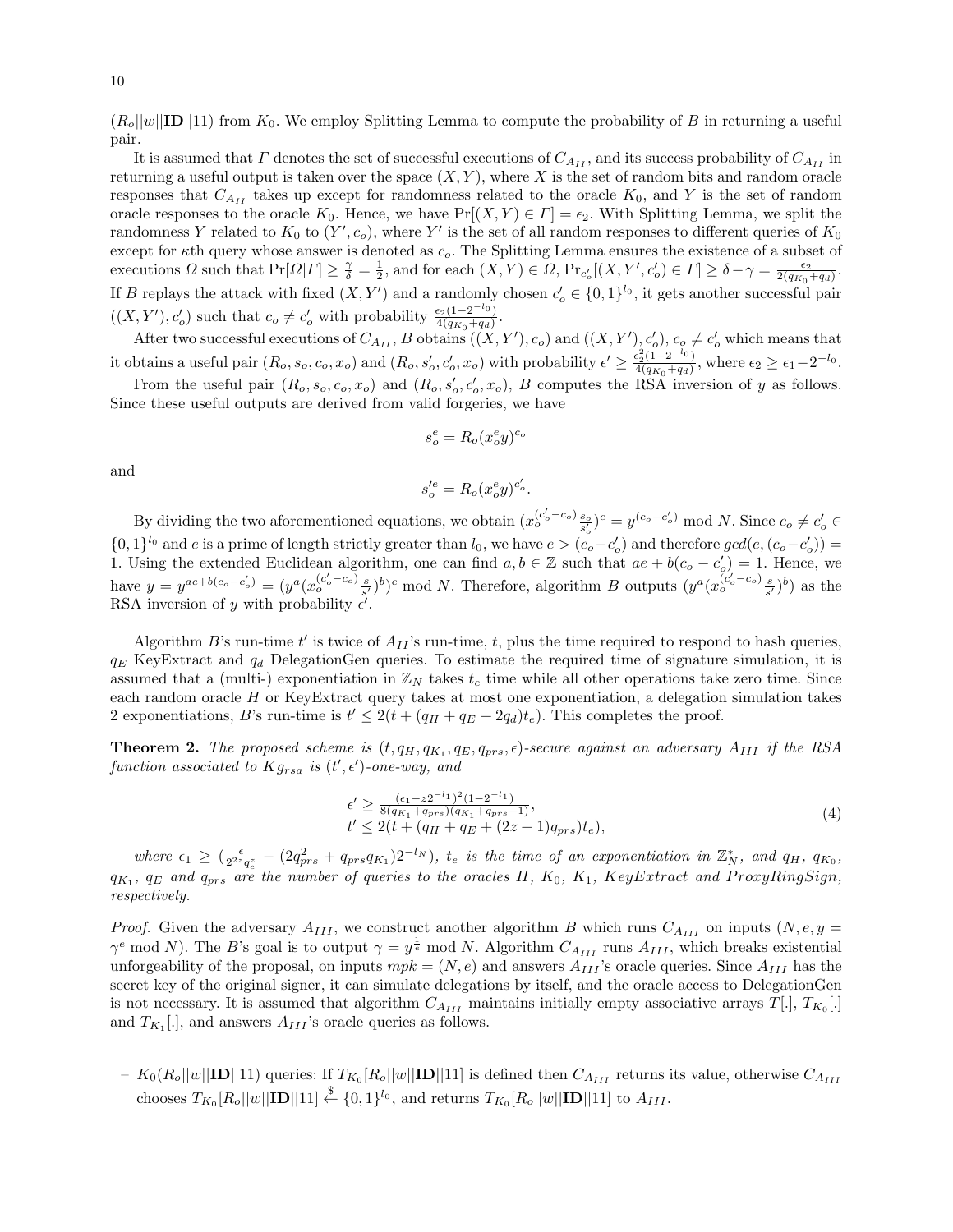$(R_o||w||\mathbf{ID}||11)$ from $K_0$. We employ Splitting Lemma to compute the probability of $B$ in returning a useful pair.

It is assumed that $\Gamma$ denotes the set of successful executions of $C_{A_{II}}$, and its success probability of $C_{A_{II}}$ in returning a useful output is taken over the space $(X, Y)$, where $X$ is the set of random bits and random oracle responses that $C_{A_{II}}$ takes up except for randomness related to the oracle $K_0$, and $Y$ is the set of random oracle responses to the oracle $K_0$. Hence, we have $\Pr[(X, Y) \in \Gamma] = \epsilon_2$. With Splitting Lemma, we split the randomness $Y$ related to $K_0$ to $(Y', c_o)$, where $Y'$ is the set of all random responses to different queries of $K_0$ except for $\kappa$th query whose answer is denoted as $c_o$. The Splitting Lemma ensures the existence of a subset of executions $\Omega$ such that $\Pr[\Omega|\Gamma] \geq \frac{\gamma}{\delta} = \frac{1}{2}$, and for each $(X, Y) \in \Omega$, $\Pr_{c'_o}[(X, Y', c'_o) \in \Gamma] \geq \delta - \gamma = \frac{\epsilon_2}{2(q_{K_0}+q_d)}$. If $B$ replays the attack with fixed $(X, Y')$ and a randomly chosen $c'_o \in \{0,1\}^{l_0}$, it gets another successful pair $((X, Y'), c'_o)$ such that $c_o \neq c'_o$ with probability $\frac{\epsilon_2(1-2^{-l_0})}{4(q_{K_0}+q_d)}$.

After two successful executions of $C_{A_{II}}$, $B$ obtains $((X, Y'), c_o)$ and $((X, Y'), c'_o)$, $c_o \neq c'_o$ which means that it obtains a useful pair $(R_o, s_o, c_o, x_o)$ and $(R_o, s'_o, c'_o, x_o)$ with probability $\epsilon' \geq \frac{\epsilon_2^2(1-2^{-l_0})}{4(q_{K_0}+q_d)}$, where $\epsilon_2 \geq \epsilon_1 - 2^{-l_0}$.

From the useful pair $(R_o, s_o, c_o, x_o)$ and $(R_o, s'_o, c'_o, x_o)$, $B$ computes the RSA inversion of $y$ as follows. Since these useful outputs are derived from valid forgeries, we have

$$s_o^e = R_o(x_o^e y)^{c_o}$$

and

$$s_o'^e = R_o(x_o^e y)^{c'_o}.$$

By dividing the two aforementioned equations, we obtain $(x_o^{(c'_o - c_o)} \frac{s_o}{s'_o})^e = y^{(c_o - c'_o)} \bmod N$. Since $c_o \neq c'_o \in \{0,1\}^{l_0}$ and $e$ is a prime of length strictly greater than $l_0$, we have $e > (c_o - c'_o)$ and therefore $gcd(e, (c_o - c'_o)) = 1$. Using the extended Euclidean algorithm, one can find $a, b \in \mathbb{Z}$ such that $ae + b(c_o - c'_o) = 1$. Hence, we have $y = y^{ae+b(c_o-c'_o)} = (y^a (x_o^{(c'_o-c_o)} \frac{s}{s'})^b)^e \bmod N$. Therefore, algorithm $B$ outputs $(y^a (x_o^{(c'_o-c_o)} \frac{s}{s'})^b)$ as the RSA inversion of $y$ with probability $\epsilon'$.

Algorithm $B$'s run-time $t'$ is twice of $A_{II}$'s run-time, $t$, plus the time required to respond to hash queries, $q_E$ KeyExtract and $q_d$ DelegationGen queries. To estimate the required time of signature simulation, it is assumed that a (multi-) exponentiation in $\mathbb{Z}_N$ takes $t_e$ time while all other operations take zero time. Since each random oracle $H$ or KeyExtract query takes at most one exponentiation, a delegation simulation takes 2 exponentiations, $B$'s run-time is $t' \leq 2(t + (q_H + q_E + 2q_d)t_e)$. This completes the proof.

**Theorem 2.** *The proposed scheme is $(t, q_H, q_{K_1}, q_E, q_{prs}, \epsilon)$-secure against an adversary $A_{III}$ if the RSA function associated to $Kg_{rsa}$ is $(t', \epsilon')$-one-way, and*

$$\begin{aligned} \epsilon' &\geq \tfrac{(\epsilon_1 - z2^{-l_1})^2(1-2^{-l_1})}{8(q_{K_1}+q_{prs})(q_{K_1}+q_{prs}+1)}, \\ t' &\leq 2(t + (q_H + q_E + (2z+1)q_{prs})t_e), \end{aligned} \tag{4}$$

*where $\epsilon_1 \geq (\frac{\epsilon}{2^{2z}q_e^z} - (2q_{prs}^2 + q_{prs}q_{K_1})2^{-l_N})$, $t_e$ is the time of an exponentiation in $\mathbb{Z}_N^*$, and $q_H$, $q_{K_0}$, $q_{K_1}$, $q_E$ and $q_{prs}$ are the number of queries to the oracles $H$, $K_0$, $K_1$, KeyExtract and ProxyRingSign, respectively.*

*Proof.* Given the adversary $A_{III}$, we construct another algorithm $B$ which runs $C_{A_{III}}$ on inputs $(N, e, y = \gamma^e \bmod N)$. The $B$'s goal is to output $\gamma = y^{\frac{1}{e}} \bmod N$. Algorithm $C_{A_{III}}$ runs $A_{III}$, which breaks existential unforgeability of the proposal, on inputs $mpk = (N, e)$ and answers $A_{III}$'s oracle queries. Since $A_{III}$ has the secret key of the original signer, it can simulate delegations by itself, and the oracle access to DelegationGen is not necessary. It is assumed that algorithm $C_{A_{III}}$ maintains initially empty associative arrays $T[.]$, $T_{K_0}[.]$ and $T_{K_1}[.]$, and answers $A_{III}$'s oracle queries as follows.

- $K_0(R_o||w||\mathbf{ID}||11)$ queries: If $T_{K_0}[R_o||w||\mathbf{ID}||11]$ is defined then $C_{A_{III}}$ returns its value, otherwise $C_{A_{III}}$ chooses $T_{K_0}[R_o||w||\mathbf{ID}||11] \xleftarrow{\$} \{0,1\}^{l_0}$, and returns $T_{K_0}[R_o||w||\mathbf{ID}||11]$ to $A_{III}$.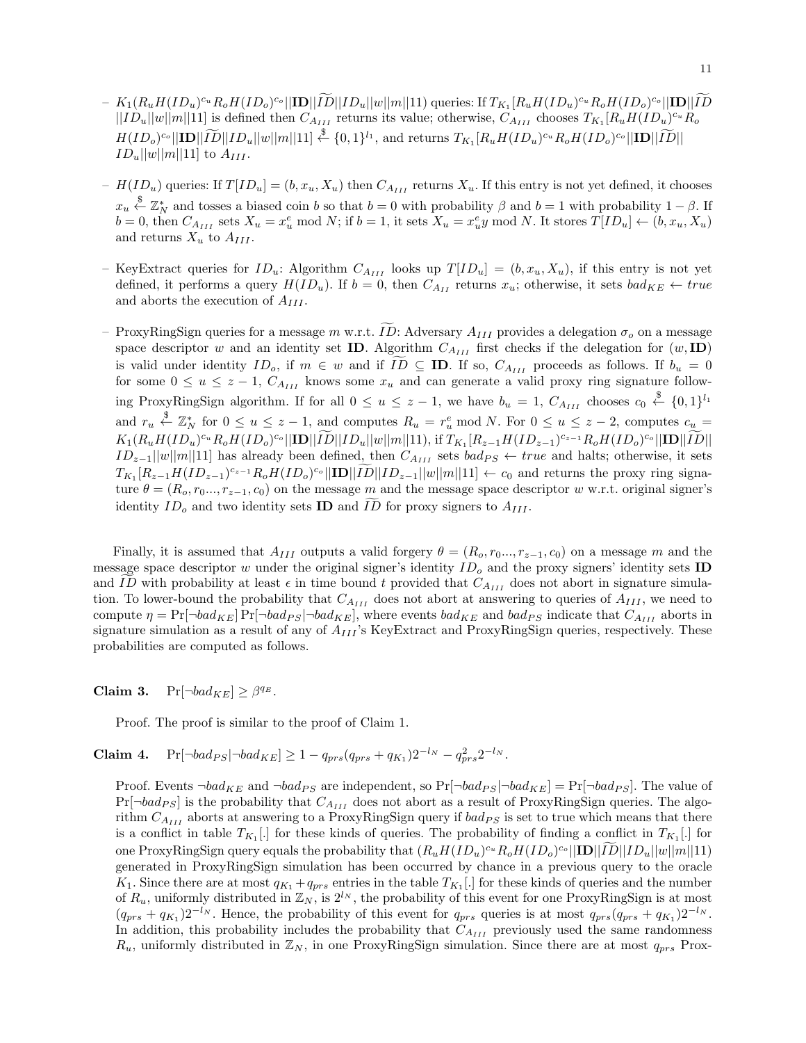- $K_1(R_u H(ID_u)^{c_u} R_o H(ID_o)^{c_o}||\mathbf{ID}||\widetilde{ID}||ID_u||w||m||11)$ queries: If $T_{K_1}[R_u H(ID_u)^{c_u} R_o H(ID_o)^{c_o}||\mathbf{ID}||\widetilde{ID}||ID_u||w||m||11]$ is defined then $C_{A_{III}}$ returns its value; otherwise, $C_{A_{III}}$ chooses $T_{K_1}[R_u H(ID_u)^{c_u} R_o H(ID_o)^{c_o}||\mathbf{ID}||\widetilde{ID}||ID_u||w||m||11] \xleftarrow{\$} \{0,1\}^{l_1}$, and returns $T_{K_1}[R_u H(ID_u)^{c_u} R_o H(ID_o)^{c_o}||\mathbf{ID}||\widetilde{ID}||ID_u||w||m||11]$ to $A_{III}$.

- $H(ID_u)$ queries: If $T[ID_u] = (b, x_u, X_u)$ then $C_{A_{III}}$ returns $X_u$. If this entry is not yet defined, it chooses $x_u \xleftarrow{\$} \mathbb{Z}_N^*$ and tosses a biased coin $b$ so that $b = 0$ with probability $\beta$ and $b = 1$ with probability $1 - \beta$. If $b = 0$, then $C_{A_{III}}$ sets $X_u = x_u^e \bmod N$; if $b = 1$, it sets $X_u = x_u^e y \bmod N$. It stores $T[ID_u] \leftarrow (b, x_u, X_u)$ and returns $X_u$ to $A_{III}$.

- KeyExtract queries for $ID_u$: Algorithm $C_{A_{III}}$ looks up $T[ID_u] = (b, x_u, X_u)$, if this entry is not yet defined, it performs a query $H(ID_u)$. If $b = 0$, then $C_{A_{II}}$ returns $x_u$; otherwise, it sets $bad_{KE} \leftarrow true$ and aborts the execution of $A_{III}$.

- ProxyRingSign queries for a message $m$ w.r.t. $\widetilde{ID}$: Adversary $A_{III}$ provides a delegation $\sigma_o$ on a message space descriptor $w$ and an identity set $\mathbf{ID}$. Algorithm $C_{A_{III}}$ first checks if the delegation for $(w, \mathbf{ID})$ is valid under identity $ID_o$, if $m \in w$ and if $\widetilde{ID} \subseteq \mathbf{ID}$. If so, $C_{A_{III}}$ proceeds as follows. If $b_u = 0$ for some $0 \leq u \leq z-1$, $C_{A_{III}}$ knows some $x_u$ and can generate a valid proxy ring signature following ProxyRingSign algorithm. If for all $0 \leq u \leq z-1$, we have $b_u = 1$, $C_{A_{III}}$ chooses $c_0 \xleftarrow{\$} \{0,1\}^{l_1}$ and $r_u \xleftarrow{\$} \mathbb{Z}_N^*$ for $0 \leq u \leq z-1$, and computes $R_u = r_u^e \bmod N$. For $0 \leq u \leq z-2$, computes $c_u = K_1(R_u H(ID_u)^{c_u} R_o H(ID_o)^{c_o}||\mathbf{ID}||\widetilde{ID}||ID_u||w||m||11)$, if $T_{K_1}[R_{z-1} H(ID_{z-1})^{c_{z-1}} R_o H(ID_o)^{c_o}||\mathbf{ID}||\widetilde{ID}||ID_{z-1}||w||m||11]$ has already been defined, then $C_{A_{III}}$ sets $bad_{PS} \leftarrow true$ and halts; otherwise, it sets $T_{K_1}[R_{z-1} H(ID_{z-1})^{c_{z-1}} R_o H(ID_o)^{c_o}||\mathbf{ID}||\widetilde{ID}||ID_{z-1}||w||m||11] \xleftarrow{\$} c_0$ and returns the proxy ring signature $\theta = (R_o, r_0 \ldots, r_{z-1}, c_0)$ on the message $m$ and the message space descriptor $w$ w.r.t. original signer's identity $ID_o$ and two identity sets $\mathbf{ID}$ and $\widetilde{ID}$ for proxy signers to $A_{III}$.

Finally, it is assumed that $A_{III}$ outputs a valid forgery $\theta = (R_o, r_0 \ldots, r_{z-1}, c_0)$ on a message $m$ and the message space descriptor $w$ under the original signer's identity $ID_o$ and the proxy signers' identity sets $\mathbf{ID}$ and $\widetilde{ID}$ with probability at least $\epsilon$ in time bound $t$ provided that $C_{A_{III}}$ does not abort in signature simulation. To lower-bound the probability that $C_{A_{III}}$ does not abort at answering to queries of $A_{III}$, we need to compute $\eta = \Pr[\neg bad_{KE}] \Pr[\neg bad_{PS} | \neg bad_{KE}]$, where events $bad_{KE}$ and $bad_{PS}$ indicate that $C_{A_{III}}$ aborts in signature simulation as a result of any of $A_{III}$'s KeyExtract and ProxyRingSign queries, respectively. These probabilities are computed as follows.

**Claim 3.** $\Pr[\neg bad_{KE}] \geq \beta^{q_E}$.

Proof. The proof is similar to the proof of Claim 1.

**Claim 4.** $\Pr[\neg bad_{PS} | \neg bad_{KE}] \geq 1 - q_{prs}(q_{prs} + q_{K_1}) 2^{-l_N} - q_{prs}^2 2^{-l_N}$.

Proof. Events $\neg bad_{KE}$ and $\neg bad_{PS}$ are independent, so $\Pr[\neg bad_{PS} | \neg bad_{KE}] = \Pr[\neg bad_{PS}]$. The value of $\Pr[\neg bad_{PS}]$ is the probability that $C_{A_{III}}$ does not abort as a result of ProxyRingSign queries. The algorithm $C_{A_{III}}$ aborts at answering to a ProxyRingSign query if $bad_{PS}$ is set to true which means that there is a conflict in table $T_{K_1}[.]$ for these kinds of queries. The probability of finding a conflict in $T_{K_1}[.]$ for one ProxyRingSign query equals the probability that $(R_u H(ID_u)^{c_u} R_o H(ID_o)^{c_o}||\mathbf{ID}||\widetilde{ID}||ID_u||w||m||11)$ generated in ProxyRingSign simulation has been occurred by chance in a previous query to the oracle $K_1$. Since there are at most $q_{K_1} + q_{prs}$ entries in the table $T_{K_1}[.]$ for these kinds of queries and the number of $R_u$, uniformly distributed in $\mathbb{Z}_N$, is $2^{l_N}$, the probability of this event for one ProxyRingSign is at most $(q_{prs} + q_{K_1}) 2^{-l_N}$. Hence, the probability of this event for $q_{prs}$ queries is at most $q_{prs}(q_{prs} + q_{K_1}) 2^{-l_N}$. In addition, this probability includes the probability that $C_{A_{III}}$ previously used the same randomness $R_u$, uniformly distributed in $\mathbb{Z}_N$, in one ProxyRingSign simulation. Since there are at most $q_{prs}$ Prox-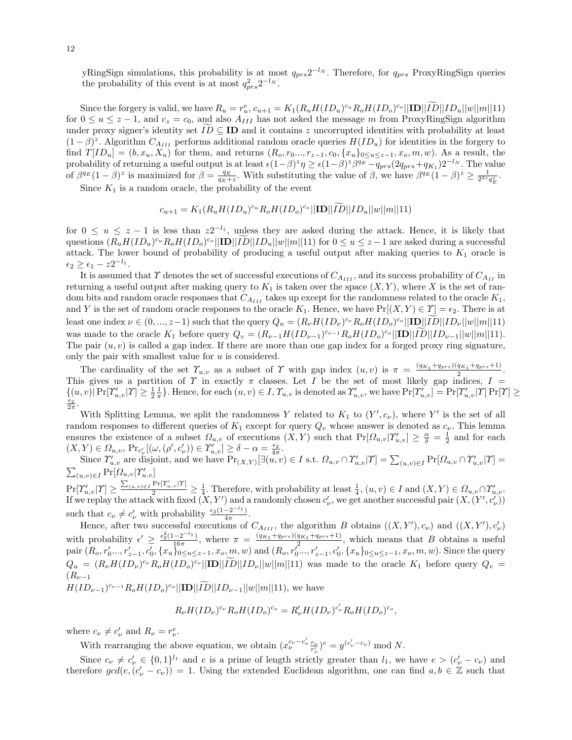yRingSign simulations, this probability is at most $q_{prs}2^{-l_N}$. Therefore, for $q_{prs}$ ProxyRingSign queries the probability of this event is at most $q_{prs}^2 2^{-l_N}$.

Since the forgery is valid, we have $R_u = r_u^e$, $c_{u+1} = K_1(R_u H(ID_u)^{c_u} R_o H(ID_o)^{c_o}||\mathbf{ID}||\widetilde{ID}||ID_u||w||m||11)$ for $0 \leq u \leq z-1$, and $c_z = c_0$, and also $A_{III}$ has not asked the message $m$ from ProxyRingSign algorithm under proxy signer's identity set $\widetilde{ID} \subseteq \mathbf{ID}$ and it contains $z$ uncorrupted identities with probability at least $(1-\beta)^z$. Algorithm $C_{A_{III}}$ performs additional random oracle queries $H(ID_u)$ for identities in the forgery to find $T[ID_u] = (b, x_u, X_u)$ for them, and returns $(R_o, r_0..., r_{z-1}, c_0, \{x_u\}_{0 \leq u \leq z-1}, x_o, m, w)$. As a result, the probability of returning a useful output is at least $\epsilon(1-\beta)^z \eta \geq \epsilon(1-\beta)^z \beta^{q_E} - q_{prs}(2q_{prs}+q_{K_1})2^{-l_N}$. The value of $\beta^{q_E}(1-\beta)^z$ is maximized for $\beta = \frac{q_E}{q_E+z}$. With substituting the value of $\beta$, we have $\beta^{q_E}(1-\beta)^z \geq \frac{1}{2^{2z}q_E^z}$.

Since $K_1$ is a random oracle, the probability of the event

$$c_{u+1} = K_1(R_u H(ID_u)^{c_u} R_o H(ID_o)^{c_o}||\mathbf{ID}||\widetilde{ID}||ID_u||w||m||11)$$

for $0 \leq u \leq z-1$ is less than $z2^{-l_1}$, unless they are asked during the attack. Hence, it is likely that questions $(R_u H(ID_u)^{c_u} R_o H(ID_o)^{c_o}||\mathbf{ID}||\widetilde{ID}||ID_u||w||m||11)$ for $0 \leq u \leq z-1$ are asked during a successful attack. The lower bound of probability of producing a useful output after making queries to $K_1$ oracle is $\epsilon_2 \geq \epsilon_1 - z2^{-l_1}$.

It is assumed that $\Upsilon$ denotes the set of successful executions of $C_{A_{III}}$, and its success probability of $C_{A_{II}}$ in returning a useful output after making query to $K_1$ is taken over the space $(X, Y)$, where $X$ is the set of random bits and random oracle responses that $C_{A_{III}}$ takes up except for the randomness related to the oracle $K_1$, and $Y$ is the set of random oracle responses to the oracle $K_1$. Hence, we have $\Pr[(X,Y) \in \Upsilon] = \epsilon_2$. There is at least one index $\nu \in (0, ..., z-1)$ such that the query $Q_u = (R_\nu H(ID_\nu)^{c_\nu} R_o H(ID_o)^{c_o}||\mathbf{ID}||\widetilde{ID}||ID_\nu||w||m||11)$ was made to the oracle $K_1$ before query $Q_v = (R_{\nu-1}H(ID_{\nu-1})^{c_{\nu-1}} R_o H(ID_o)^{c_o}||\mathbf{ID}||\widetilde{ID}||ID_{\nu-1}||w||m||11)$. The pair $(u, v)$ is called a gap index. If there are more than one gap index for a forged proxy ring signature, only the pair with smallest value for $u$ is considered.

The cardinality of the set $\Upsilon_{u,v}$ as a subset of $\Upsilon$ with gap index $(u, v)$ is $\pi = \frac{(q_{K_1}+q_{prs})(q_{K_1}+q_{prs}+1)}{2}$. This gives us a partition of $\Upsilon$ in exactly $\pi$ classes. Let $I$ be the set of most likely gap indices, $I = \{(u,v)| \Pr[\Upsilon'_{u,v}|\Upsilon] \geq \frac{1}{2}\frac{1}{\pi}\}$. Hence, for each $(u,v) \in I$, $\Upsilon_{u,v}$ is denoted as $\Upsilon'_{u,v}$, we have $\Pr[\Upsilon'_{u,v}] = \Pr[\Upsilon'_{u,v}|\Upsilon]\Pr[\Upsilon] \geq \frac{\epsilon_2}{2\pi}$.

With Splitting Lemma, we split the randomness $Y$ related to $K_1$ to $(Y', c_\nu)$, where $Y'$ is the set of all random responses to different queries of $K_1$ except for query $Q_v$ whose answer is denoted as $c_\nu$. This lemma ensures the existence of a subset $\Omega_{u,v}$ of executions $(X, Y)$ such that $\Pr[\Omega_{u,v}|\Upsilon'_{u,v}] \geq \frac{\alpha}{\delta} = \frac{1}{2}$ and for each $(X,Y) \in \Omega_{u,v}$, $\Pr_{c'_\nu}[(\omega, (\rho', c'_\nu)) \in \Upsilon'_{u,v}] \geq \delta - \alpha = \frac{\epsilon_2}{4\pi}$.

Since $\Upsilon'_{u,v}$ are disjoint, and we have $\Pr_{(X,Y)}[\exists(u,v) \in I \text{ s.t. } \Omega_{u,v} \cap \Upsilon'_{u,v}|\Upsilon] = \sum_{(u,v)\in I}\Pr[\Omega_{u,v} \cap \Upsilon'_{u,v}|\Upsilon] = \sum_{(u,v)\in I}\Pr[\Omega_{u,v}|\Upsilon'_{u,v}]$
$\Pr[\Upsilon'_{u,v}|\Upsilon] \geq \frac{\sum_{(u,v)\in I}\Pr[\Upsilon'_{u,v}|\Upsilon]}{2} \geq \frac{1}{4}$. Therefore, with probability at least $\frac{1}{4}$, $(u,v) \in I$ and $(X,Y) \in \Omega_{u,v} \cap \Upsilon'_{u,v}$. If we replay the attack with fixed $(X, Y')$ and a randomly chosen $c'_\nu$, we get another successful pair $(X, (Y', c'_\nu))$ such that $c_\nu \neq c'_\nu$ with probability $\frac{\epsilon_2(1-2^{-l_1})}{4\pi}$.

Hence, after two successful executions of $C_{A_{III}}$, the algorithm $B$ obtains $((X,Y'), c_\nu)$ and $((X,Y'), c'_\nu)$ with probability $\epsilon' \geq \frac{\epsilon_2^2(1-2^{-l_1})}{16\pi}$, where $\pi = \frac{(q_{K_1}+q_{prs})(q_{K_1}+q_{prs}+1)}{2}$, which means that $B$ obtains a useful pair $(R_o, r'_0..., r'_{z-1}, c'_0, \{x_u\}_{0\leq u\leq z-1}, x_o, m, w)$ and $(R_o, r'_0..., r'_{z-1}, c'_0, \{x_u\}_{0\leq u\leq z-1}, x_o, m, w)$. Since the query $Q_u = (R_\nu H(ID_\nu)^{c_\nu} R_o H(ID_o)^{c_o}||\mathbf{ID}||\widetilde{ID}||ID_\nu||w||m||11)$ was made to the oracle $K_1$ before query $Q_v = (R_{\nu-1}$
$H(ID_{\nu-1})^{c_{\nu-1}} R_o H(ID_o)^{c_o}||\mathbf{ID}||\widetilde{ID}||ID_{\nu-1}||w||m||11)$, we have

$$R_\nu H(ID_\nu)^{c_\nu} R_o H(ID_o)^{c_o} = R'_\nu H(ID_\nu)^{c'_\nu} R_o H(ID_o)^{c_o},$$

where $c_\nu \neq c'_\nu$ and $R_\nu = r_\nu^e$.

With rearranging the above equation, we obtain $(x_\nu^{c_\nu - c'_\nu}\frac{r_\nu}{r'_\nu})^e = y^{(c'_\nu - c_\nu)} \bmod N$.

Since $c_\nu \neq c'_\nu \in \{0,1\}^{l_1}$ and $e$ is a prime of length strictly greater than $l_1$, we have $e > (c'_\nu - c_\nu)$ and therefore $gcd(e, (c'_\nu - c_\nu)) = 1$. Using the extended Euclidean algorithm, one can find $a, b \in \mathbb{Z}$ such that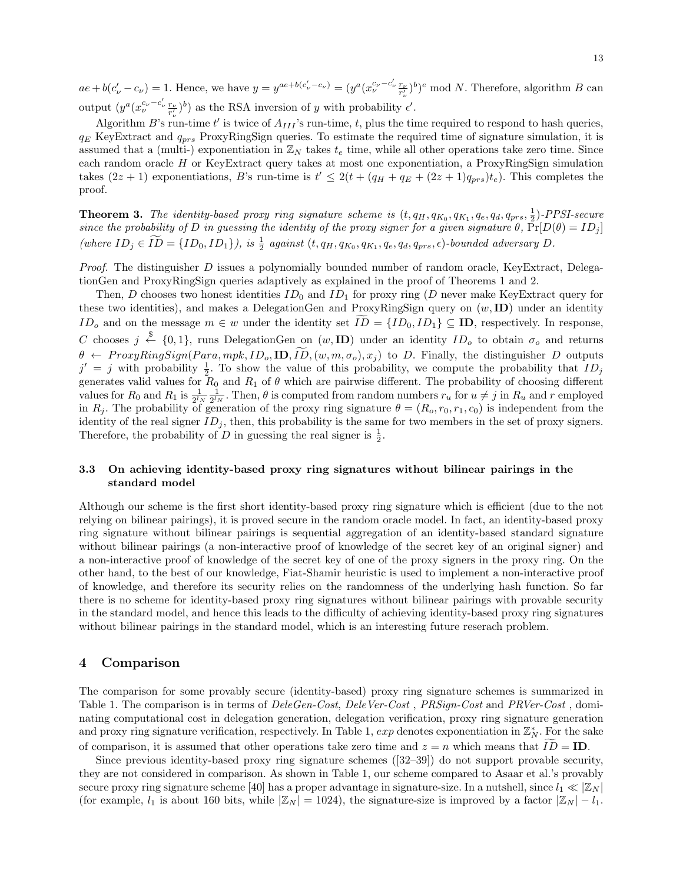$ae + b(c'_\nu - c_\nu) = 1$. Hence, we have $y = y^{ae+b(c'_\nu - c_\nu)} = (y^a (x_\nu^{c_\nu - c'_\nu} \frac{r_\nu}{r'_\nu})^b)^e \bmod N$. Therefore, algorithm $B$ can output $(y^a (x_\nu^{c_\nu - c'_\nu} \frac{r_\nu}{r'_\nu})^b)$ as the RSA inversion of $y$ with probability $\epsilon'$.

Algorithm $B$'s run-time $t'$ is twice of $A_{III}$'s run-time, $t$, plus the time required to respond to hash queries, $q_E$ KeyExtract and $q_{prs}$ ProxyRingSign queries. To estimate the required time of signature simulation, it is assumed that a (multi-) exponentiation in $\mathbb{Z}_N$ takes $t_e$ time, while all other operations take zero time. Since each random oracle $H$ or KeyExtract query takes at most one exponentiation, a ProxyRingSign simulation takes $(2z + 1)$ exponentiations, $B$'s run-time is $t' \leq 2(t + (q_H + q_E + (2z + 1)q_{prs})t_e)$. This completes the proof.

**Theorem 3.** *The identity-based proxy ring signature scheme is $(t, q_H, q_{K_0}, q_{K_1}, q_e, q_d, q_{prs}, \frac{1}{2})$-PPSI-secure since the probability of $D$ in guessing the identity of the proxy signer for a given signature $\theta$, $\Pr[D(\theta) = ID_j]$ (where $ID_j \in \widetilde{ID} = \{ID_0, ID_1\}$), is $\frac{1}{2}$ against $(t, q_H, q_{K_0}, q_{K_1}, q_e, q_d, q_{prs}, \epsilon)$-bounded adversary $D$.*

*Proof.* The distinguisher $D$ issues a polynomially bounded number of random oracle, KeyExtract, DelegationGen and ProxyRingSign queries adaptively as explained in the proof of Theorems 1 and 2.

Then, $D$ chooses two honest identities $ID_0$ and $ID_1$ for proxy ring ($D$ never make KeyExtract query for these two identities), and makes a DelegationGen and ProxyRingSign query on $(w, \mathbf{ID})$ under an identity $ID_o$ and on the message $m \in w$ under the identity set $\widetilde{ID} = \{ID_0, ID_1\} \subseteq \mathbf{ID}$, respectively. In response, $C$ chooses $j \overset{\$}{\leftarrow} \{0, 1\}$, runs DelegationGen on $(w, \mathbf{ID})$ under an identity $ID_o$ to obtain $\sigma_o$ and returns $\theta \leftarrow ProxyRingSign(Para, mpk, ID_o, \mathbf{ID}, \widetilde{ID}, (w, m, \sigma_o), x_j)$ to $D$. Finally, the distinguisher $D$ outputs $j' = j$ with probability $\frac{1}{2}$. To show the value of this probability, we compute the probability that $ID_j$ generates valid values for $R_0$ and $R_1$ of $\theta$ which are pairwise different. The probability of choosing different values for $R_0$ and $R_1$ is $\frac{1}{2^{l_N}} \frac{1}{2^{l_N}}$. Then, $\theta$ is computed from random numbers $r_u$ for $u \neq j$ in $R_u$ and $r$ employed in $R_j$. The probability of generation of the proxy ring signature $\theta = (R_o, r_0, r_1, c_0)$ is independent from the identity of the real signer $ID_j$, then, this probability is the same for two members in the set of proxy signers. Therefore, the probability of $D$ in guessing the real signer is $\frac{1}{2}$.

### 3.3 On achieving identity-based proxy ring signatures without bilinear pairings in the standard model

Although our scheme is the first short identity-based proxy ring signature which is efficient (due to the not relying on bilinear pairings), it is proved secure in the random oracle model. In fact, an identity-based proxy ring signature without bilinear pairings is sequential aggregation of an identity-based standard signature without bilinear pairings (a non-interactive proof of knowledge of the secret key of an original signer) and a non-interactive proof of knowledge of the secret key of one of the proxy signers in the proxy ring. On the other hand, to the best of our knowledge, Fiat-Shamir heuristic is used to implement a non-interactive proof of knowledge, and therefore its security relies on the randomness of the underlying hash function. So far there is no scheme for identity-based proxy ring signatures without bilinear pairings with provable security in the standard model, and hence this leads to the difficulty of achieving identity-based proxy ring signatures without bilinear pairings in the standard model, which is an interesting future reserach problem.

## 4 Comparison

The comparison for some provably secure (identity-based) proxy ring signature schemes is summarized in Table 1. The comparison is in terms of *DeleGen-Cost*, *DeleVer-Cost* , *PRSign-Cost* and *PRVer-Cost* , dominating computational cost in delegation generation, delegation verification, proxy ring signature generation and proxy ring signature verification, respectively. In Table 1, $exp$ denotes exponentiation in $\mathbb{Z}_N^*$. For the sake of comparison, it is assumed that other operations take zero time and $z = n$ which means that $\widetilde{ID} = \mathbf{ID}$.

Since previous identity-based proxy ring signature schemes ([32–39]) do not support provable security, they are not considered in comparison. As shown in Table 1, our scheme compared to Asaar et al.'s provably secure proxy ring signature scheme [40] has a proper advantage in signature-size. In a nutshell, since $l_1 \ll |\mathbb{Z}_N|$ (for example, $l_1$ is about 160 bits, while $|\mathbb{Z}_N| = 1024$), the signature-size is improved by a factor $|\mathbb{Z}_N| - l_1$.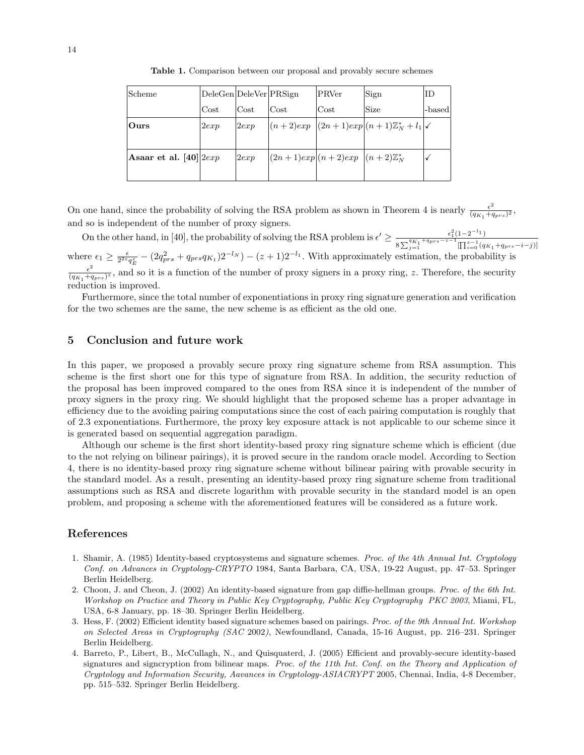**Table 1.** Comparison between our proposal and provably secure schemes

| Scheme | DeleGen Cost | DeleVer Cost | PRSign Cost | PRVer Cost | Sign Size | ID -based |
|---|---|---|---|---|---|---|
| **Ours** | $2exp$ | $2exp$ | $(n+2)exp$ | $(2n+1)exp$ | $(n+1)\mathbb{Z}_N^* + l_1$ | ✓ |
| **Asaar et al. [40]** | $2exp$ | $2exp$ | $(2n+1)exp$ | $(n+2)exp$ | $(n+2)\mathbb{Z}_N^*$ | ✓ |

On one hand, since the probability of solving the RSA problem as shown in Theorem 4 is nearly $\frac{\epsilon^2}{(q_{K_1}+q_{prs})^2}$, and so is independent of the number of proxy signers.

On the other hand, in [40], the probability of solving the RSA problem is $\epsilon' \geq \frac{\epsilon_1^2(1-2^{-l_1})}{8\sum_{j=1}^{q_{K_1}+q_{prs}-z-1}[\prod_{i=0}^{z-1}(q_{K_1}+q_{prs}-i-j)]}$ where $\epsilon_1 \geq \frac{\epsilon}{2^{2z}q_E^z} - (2q_{prs}^2 + q_{prs}q_{K_1})2^{-l_N}) - (z+1)2^{-l_1}$. With approximately estimation, the probability is $\frac{\epsilon^2}{(q_{K_1}+q_{prs})^z}$, and so it is a function of the number of proxy signers in a proxy ring, $z$. Therefore, the security reduction is improved.

Furthermore, since the total number of exponentiations in proxy ring signature generation and verification for the two schemes are the same, the new scheme is as efficient as the old one.

## 5 Conclusion and future work

In this paper, we proposed a provably secure proxy ring signature scheme from RSA assumption. This scheme is the first short one for this type of signature from RSA. In addition, the security reduction of the proposal has been improved compared to the ones from RSA since it is independent of the number of proxy signers in the proxy ring. We should highlight that the proposed scheme has a proper advantage in efficiency due to the avoiding pairing computations since the cost of each pairing computation is roughly that of 2.3 exponentiations. Furthermore, the proxy key exposure attack is not applicable to our scheme since it is generated based on sequential aggregation paradigm.

Although our scheme is the first short identity-based proxy ring signature scheme which is efficient (due to the not relying on bilinear pairings), it is proved secure in the random oracle model. According to Section 4, there is no identity-based proxy ring signature scheme without bilinear pairing with provable security in the standard model. As a result, presenting an identity-based proxy ring signature scheme from traditional assumptions such as RSA and discrete logarithm with provable security in the standard model is an open problem, and proposing a scheme with the aforementioned features will be considered as a future work.

## References

1. Shamir, A. (1985) Identity-based cryptosystems and signature schemes. *Proc. of the 4th Annual Int. Cryptology Conf. on Advances in Cryptology-CRYPTO* 1984, Santa Barbara, CA, USA, 19-22 August, pp. 47–53. Springer Berlin Heidelberg.
2. Choon, J. and Cheon, J. (2002) An identity-based signature from gap diffie-hellman groups. *Proc. of the 6th Int. Workshop on Practice and Theory in Public Key Cryptography, Public Key Cryptography PKC 2003*, Miami, FL, USA, 6-8 January, pp. 18–30. Springer Berlin Heidelberg.
3. Hess, F. (2002) Efficient identity based signature schemes based on pairings. *Proc. of the 9th Annual Int. Workshop on Selected Areas in Cryptography (SAC 2002)*, Newfoundland, Canada, 15-16 August, pp. 216–231. Springer Berlin Heidelberg.
4. Barreto, P., Libert, B., McCullagh, N., and Quisquaterd, J. (2005) Efficient and provably-secure identity-based signatures and signcryption from bilinear maps. *Proc. of the 11th Int. Conf. on the Theory and Application of Cryptology and Information Security, Aavances in Cryptology-ASIACRYPT* 2005, Chennai, India, 4-8 December, pp. 515–532. Springer Berlin Heidelberg.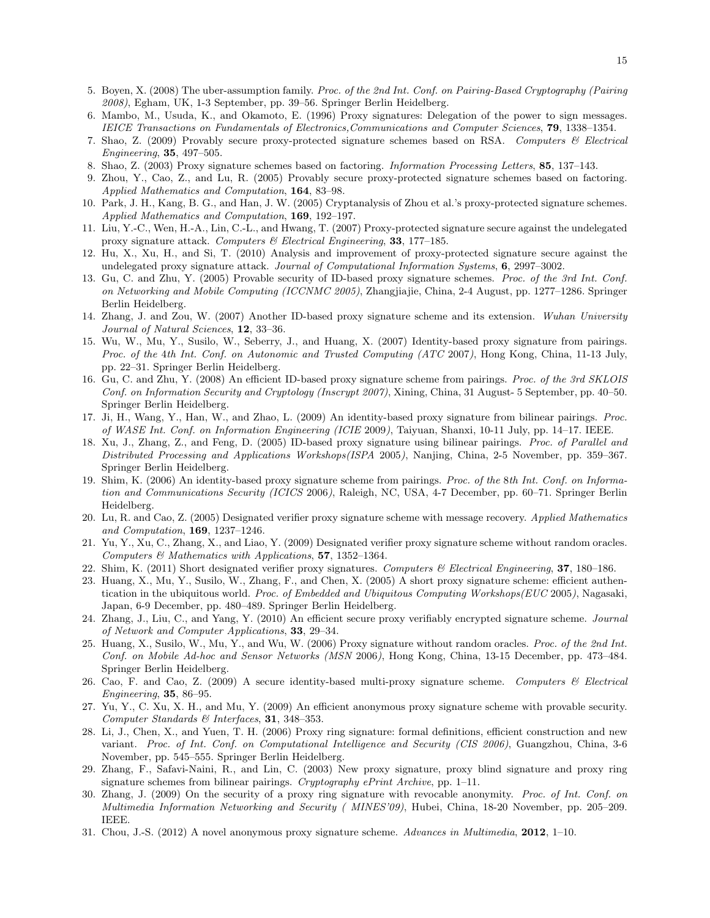5. Boyen, X. (2008) The uber-assumption family. *Proc. of the 2nd Int. Conf. on Pairing-Based Cryptography (Pairing 2008)*, Egham, UK, 1-3 September, pp. 39–56. Springer Berlin Heidelberg.
6. Mambo, M., Usuda, K., and Okamoto, E. (1996) Proxy signatures: Delegation of the power to sign messages. *IEICE Transactions on Fundamentals of Electronics,Communications and Computer Sciences*, **79**, 1338–1354.
7. Shao, Z. (2009) Provably secure proxy-protected signature schemes based on RSA. *Computers & Electrical Engineering*, **35**, 497–505.
8. Shao, Z. (2003) Proxy signature schemes based on factoring. *Information Processing Letters*, **85**, 137–143.
9. Zhou, Y., Cao, Z., and Lu, R. (2005) Provably secure proxy-protected signature schemes based on factoring. *Applied Mathematics and Computation*, **164**, 83–98.
10. Park, J. H., Kang, B. G., and Han, J. W. (2005) Cryptanalysis of Zhou et al.'s proxy-protected signature schemes. *Applied Mathematics and Computation*, **169**, 192–197.
11. Liu, Y.-C., Wen, H.-A., Lin, C.-L., and Hwang, T. (2007) Proxy-protected signature secure against the undelegated proxy signature attack. *Computers & Electrical Engineering*, **33**, 177–185.
12. Hu, X., Xu, H., and Si, T. (2010) Analysis and improvement of proxy-protected signature secure against the undelegated proxy signature attack. *Journal of Computational Information Systems*, **6**, 2997–3002.
13. Gu, C. and Zhu, Y. (2005) Provable security of ID-based proxy signature schemes. *Proc. of the 3rd Int. Conf. on Networking and Mobile Computing (ICCNMC 2005)*, Zhangjiajie, China, 2-4 August, pp. 1277–1286. Springer Berlin Heidelberg.
14. Zhang, J. and Zou, W. (2007) Another ID-based proxy signature scheme and its extension. *Wuhan University Journal of Natural Sciences*, **12**, 33–36.
15. Wu, W., Mu, Y., Susilo, W., Seberry, J., and Huang, X. (2007) Identity-based proxy signature from pairings. *Proc. of the 4th Int. Conf. on Autonomic and Trusted Computing (ATC 2007)*, Hong Kong, China, 11-13 July, pp. 22–31. Springer Berlin Heidelberg.
16. Gu, C. and Zhu, Y. (2008) An efficient ID-based proxy signature scheme from pairings. *Proc. of the 3rd SKLOIS Conf. on Information Security and Cryptology (Inscrypt 2007)*, Xining, China, 31 August- 5 September, pp. 40–50. Springer Berlin Heidelberg.
17. Ji, H., Wang, Y., Han, W., and Zhao, L. (2009) An identity-based proxy signature from bilinear pairings. *Proc. of WASE Int. Conf. on Information Engineering (ICIE 2009)*, Taiyuan, Shanxi, 10-11 July, pp. 14–17. IEEE.
18. Xu, J., Zhang, Z., and Feng, D. (2005) ID-based proxy signature using bilinear pairings. *Proc. of Parallel and Distributed Processing and Applications Workshops(ISPA 2005)*, Nanjing, China, 2-5 November, pp. 359–367. Springer Berlin Heidelberg.
19. Shim, K. (2006) An identity-based proxy signature scheme from pairings. *Proc. of the 8th Int. Conf. on Information and Communications Security (ICICS 2006)*, Raleigh, NC, USA, 4-7 December, pp. 60–71. Springer Berlin Heidelberg.
20. Lu, R. and Cao, Z. (2005) Designated verifier proxy signature scheme with message recovery. *Applied Mathematics and Computation*, **169**, 1237–1246.
21. Yu, Y., Xu, C., Zhang, X., and Liao, Y. (2009) Designated verifier proxy signature scheme without random oracles. *Computers & Mathematics with Applications*, **57**, 1352–1364.
22. Shim, K. (2011) Short designated verifier proxy signatures. *Computers & Electrical Engineering*, **37**, 180–186.
23. Huang, X., Mu, Y., Susilo, W., Zhang, F., and Chen, X. (2005) A short proxy signature scheme: efficient authentication in the ubiquitous world. *Proc. of Embedded and Ubiquitous Computing Workshops(EUC 2005)*, Nagasaki, Japan, 6-9 December, pp. 480–489. Springer Berlin Heidelberg.
24. Zhang, J., Liu, C., and Yang, Y. (2010) An efficient secure proxy verifiably encrypted signature scheme. *Journal of Network and Computer Applications*, **33**, 29–34.
25. Huang, X., Susilo, W., Mu, Y., and Wu, W. (2006) Proxy signature without random oracles. *Proc. of the 2nd Int. Conf. on Mobile Ad-hoc and Sensor Networks (MSN 2006)*, Hong Kong, China, 13-15 December, pp. 473–484. Springer Berlin Heidelberg.
26. Cao, F. and Cao, Z. (2009) A secure identity-based multi-proxy signature scheme. *Computers & Electrical Engineering*, **35**, 86–95.
27. Yu, Y., C. Xu, X. H., and Mu, Y. (2009) An efficient anonymous proxy signature scheme with provable security. *Computer Standards & Interfaces*, **31**, 348–353.
28. Li, J., Chen, X., and Yuen, T. H. (2006) Proxy ring signature: formal definitions, efficient construction and new variant. *Proc. of Int. Conf. on Computational Intelligence and Security (CIS 2006)*, Guangzhou, China, 3-6 November, pp. 545–555. Springer Berlin Heidelberg.
29. Zhang, F., Safavi-Naini, R., and Lin, C. (2003) New proxy signature, proxy blind signature and proxy ring signature schemes from bilinear pairings. *Cryptography ePrint Archive*, pp. 1–11.
30. Zhang, J. (2009) On the security of a proxy ring signature with revocable anonymity. *Proc. of Int. Conf. on Multimedia Information Networking and Security ( MINES'09)*, Hubei, China, 18-20 November, pp. 205–209. IEEE.
31. Chou, J.-S. (2012) A novel anonymous proxy signature scheme. *Advances in Multimedia*, **2012**, 1–10.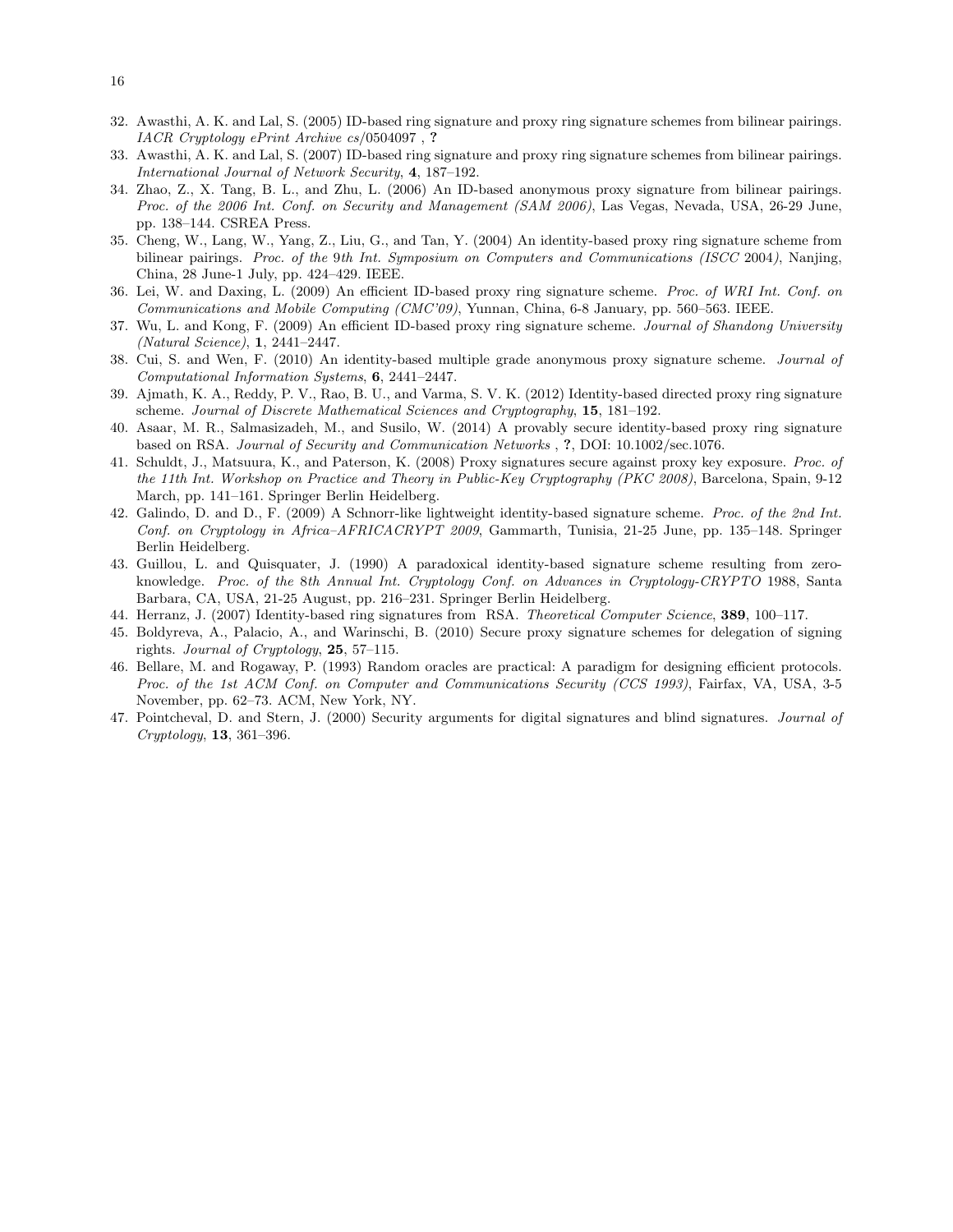32. Awasthi, A. K. and Lal, S. (2005) ID-based ring signature and proxy ring signature schemes from bilinear pairings. *IACR Cryptology ePrint Archive cs/0504097* , **?**
33. Awasthi, A. K. and Lal, S. (2007) ID-based ring signature and proxy ring signature schemes from bilinear pairings. *International Journal of Network Security*, **4**, 187–192.
34. Zhao, Z., X. Tang, B. L., and Zhu, L. (2006) An ID-based anonymous proxy signature from bilinear pairings. *Proc. of the 2006 Int. Conf. on Security and Management (SAM 2006)*, Las Vegas, Nevada, USA, 26-29 June, pp. 138–144. CSREA Press.
35. Cheng, W., Lang, W., Yang, Z., Liu, G., and Tan, Y. (2004) An identity-based proxy ring signature scheme from bilinear pairings. *Proc. of the 9th Int. Symposium on Computers and Communications (ISCC 2004)*, Nanjing, China, 28 June-1 July, pp. 424–429. IEEE.
36. Lei, W. and Daxing, L. (2009) An efficient ID-based proxy ring signature scheme. *Proc. of WRI Int. Conf. on Communications and Mobile Computing (CMC'09)*, Yunnan, China, 6-8 January, pp. 560–563. IEEE.
37. Wu, L. and Kong, F. (2009) An efficient ID-based proxy ring signature scheme. *Journal of Shandong University (Natural Science)*, **1**, 2441–2447.
38. Cui, S. and Wen, F. (2010) An identity-based multiple grade anonymous proxy signature scheme. *Journal of Computational Information Systems*, **6**, 2441–2447.
39. Ajmath, K. A., Reddy, P. V., Rao, B. U., and Varma, S. V. K. (2012) Identity-based directed proxy ring signature scheme. *Journal of Discrete Mathematical Sciences and Cryptography*, **15**, 181–192.
40. Asaar, M. R., Salmasizadeh, M., and Susilo, W. (2014) A provably secure identity-based proxy ring signature based on RSA. *Journal of Security and Communication Networks* , **?**, DOI: 10.1002/sec.1076.
41. Schuldt, J., Matsuura, K., and Paterson, K. (2008) Proxy signatures secure against proxy key exposure. *Proc. of the 11th Int. Workshop on Practice and Theory in Public-Key Cryptography (PKC 2008)*, Barcelona, Spain, 9-12 March, pp. 141–161. Springer Berlin Heidelberg.
42. Galindo, D. and D., F. (2009) A Schnorr-like lightweight identity-based signature scheme. *Proc. of the 2nd Int. Conf. on Cryptology in Africa–AFRICACRYPT 2009*, Gammarth, Tunisia, 21-25 June, pp. 135–148. Springer Berlin Heidelberg.
43. Guillou, L. and Quisquater, J. (1990) A paradoxical identity-based signature scheme resulting from zero-knowledge. *Proc. of the 8th Annual Int. Cryptology Conf. on Advances in Cryptology-CRYPTO 1988*, Santa Barbara, CA, USA, 21-25 August, pp. 216–231. Springer Berlin Heidelberg.
44. Herranz, J. (2007) Identity-based ring signatures from RSA. *Theoretical Computer Science*, **389**, 100–117.
45. Boldyreva, A., Palacio, A., and Warinschi, B. (2010) Secure proxy signature schemes for delegation of signing rights. *Journal of Cryptology*, **25**, 57–115.
46. Bellare, M. and Rogaway, P. (1993) Random oracles are practical: A paradigm for designing efficient protocols. *Proc. of the 1st ACM Conf. on Computer and Communications Security (CCS 1993)*, Fairfax, VA, USA, 3-5 November, pp. 62–73. ACM, New York, NY.
47. Pointcheval, D. and Stern, J. (2000) Security arguments for digital signatures and blind signatures. *Journal of Cryptology*, **13**, 361–396.